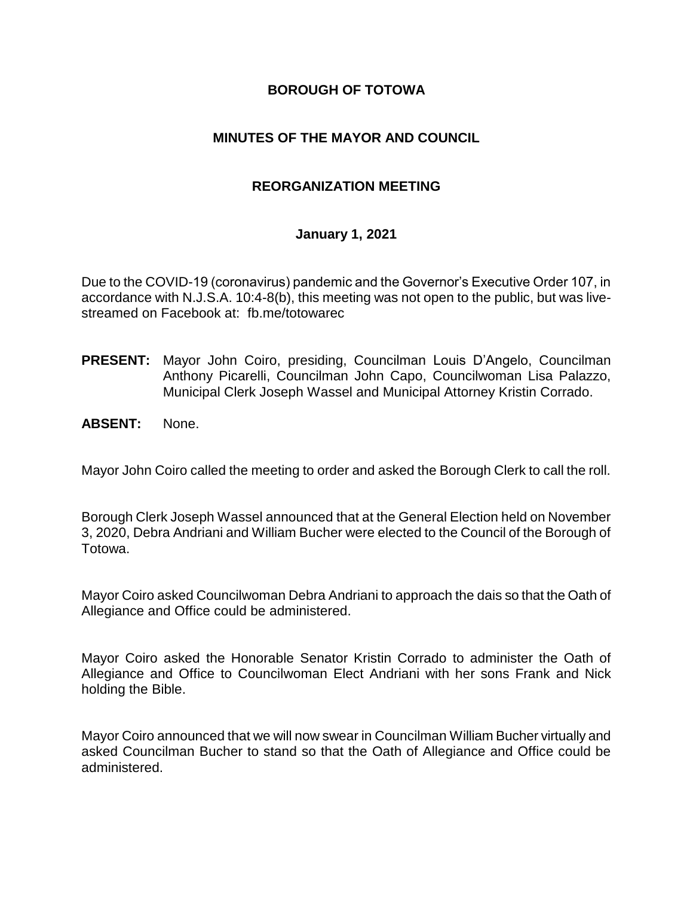# BOROUGH OF TOTOWA

## MINUTES OF THE MAYOR AND COUNCIL

## REORGANIZATION MEETING

### January 1, 2021

Due to the COVID-19 (coronavirus) pandemic and the Governor's Executive Order 107, in accordance with N.J.S.A. 10:4-8(b), this meeting was not open to the public, but was live-streamed on Facebook at: fb.me/totowarec

**PRESENT:** Mayor John Coiro, presiding, Councilman Louis D'Angelo, Councilman Anthony Picarelli, Councilman John Capo, Councilwoman Lisa Palazzo, Municipal Clerk Joseph Wassel and Municipal Attorney Kristin Corrado.

**ABSENT:** None.

Mayor John Coiro called the meeting to order and asked the Borough Clerk to call the roll.

Borough Clerk Joseph Wassel announced that at the General Election held on November 3, 2020, Debra Andriani and William Bucher were elected to the Council of the Borough of Totowa.

Mayor Coiro asked Councilwoman Debra Andriani to approach the dais so that the Oath of Allegiance and Office could be administered.

Mayor Coiro asked the Honorable Senator Kristin Corrado to administer the Oath of Allegiance and Office to Councilwoman Elect Andriani with her sons Frank and Nick holding the Bible.

Mayor Coiro announced that we will now swear in Councilman William Bucher virtually and asked Councilman Bucher to stand so that the Oath of Allegiance and Office could be administered.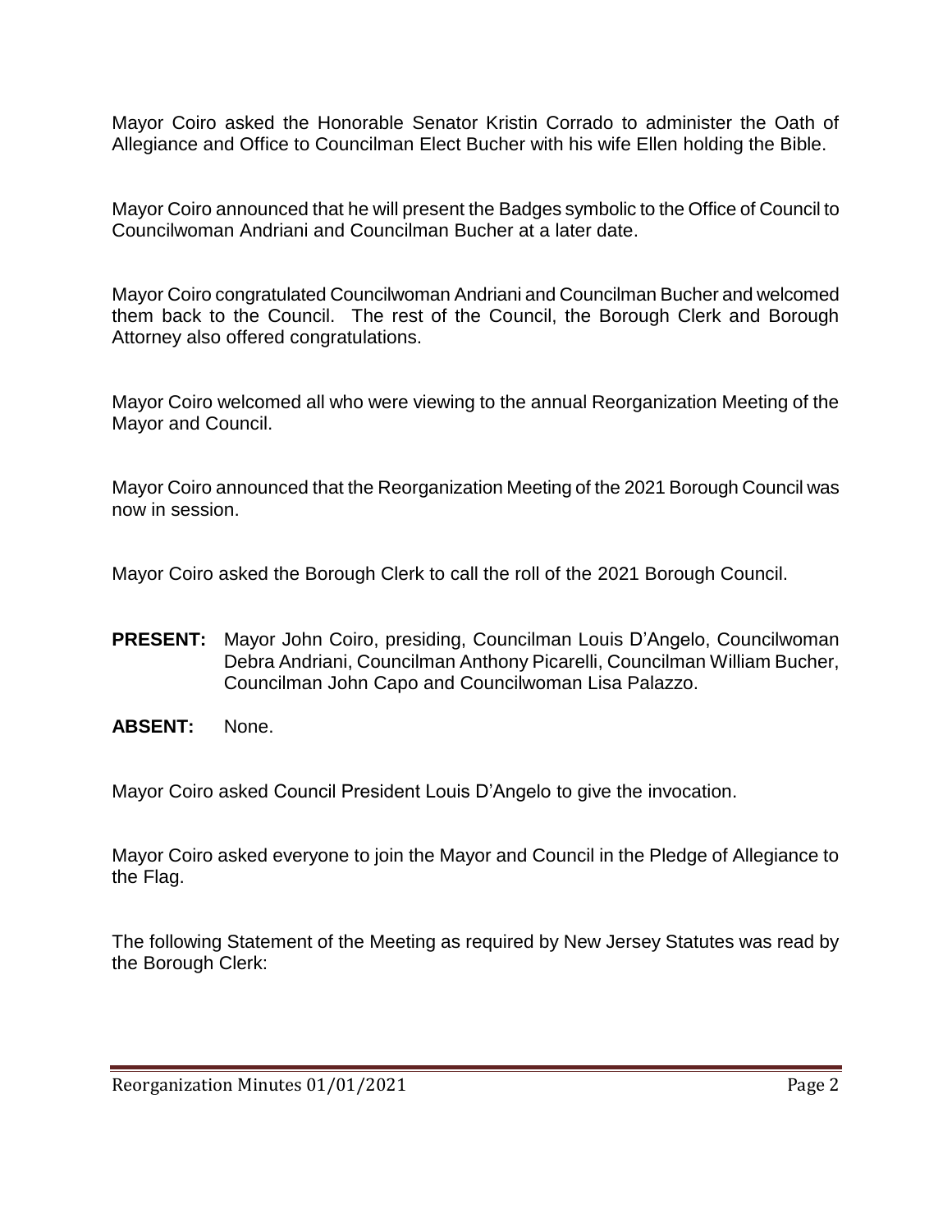Mayor Coiro asked the Honorable Senator Kristin Corrado to administer the Oath of Allegiance and Office to Councilman Elect Bucher with his wife Ellen holding the Bible.

Mayor Coiro announced that he will present the Badges symbolic to the Office of Council to Councilwoman Andriani and Councilman Bucher at a later date.

Mayor Coiro congratulated Councilwoman Andriani and Councilman Bucher and welcomed them back to the Council. The rest of the Council, the Borough Clerk and Borough Attorney also offered congratulations.

Mayor Coiro welcomed all who were viewing to the annual Reorganization Meeting of the Mayor and Council.

Mayor Coiro announced that the Reorganization Meeting of the 2021 Borough Council was now in session.

Mayor Coiro asked the Borough Clerk to call the roll of the 2021 Borough Council.

**PRESENT:** Mayor John Coiro, presiding, Councilman Louis D'Angelo, Councilwoman Debra Andriani, Councilman Anthony Picarelli, Councilman William Bucher, Councilman John Capo and Councilwoman Lisa Palazzo.

**ABSENT:** None.

Mayor Coiro asked Council President Louis D'Angelo to give the invocation.

Mayor Coiro asked everyone to join the Mayor and Council in the Pledge of Allegiance to the Flag.

The following Statement of the Meeting as required by New Jersey Statutes was read by the Borough Clerk: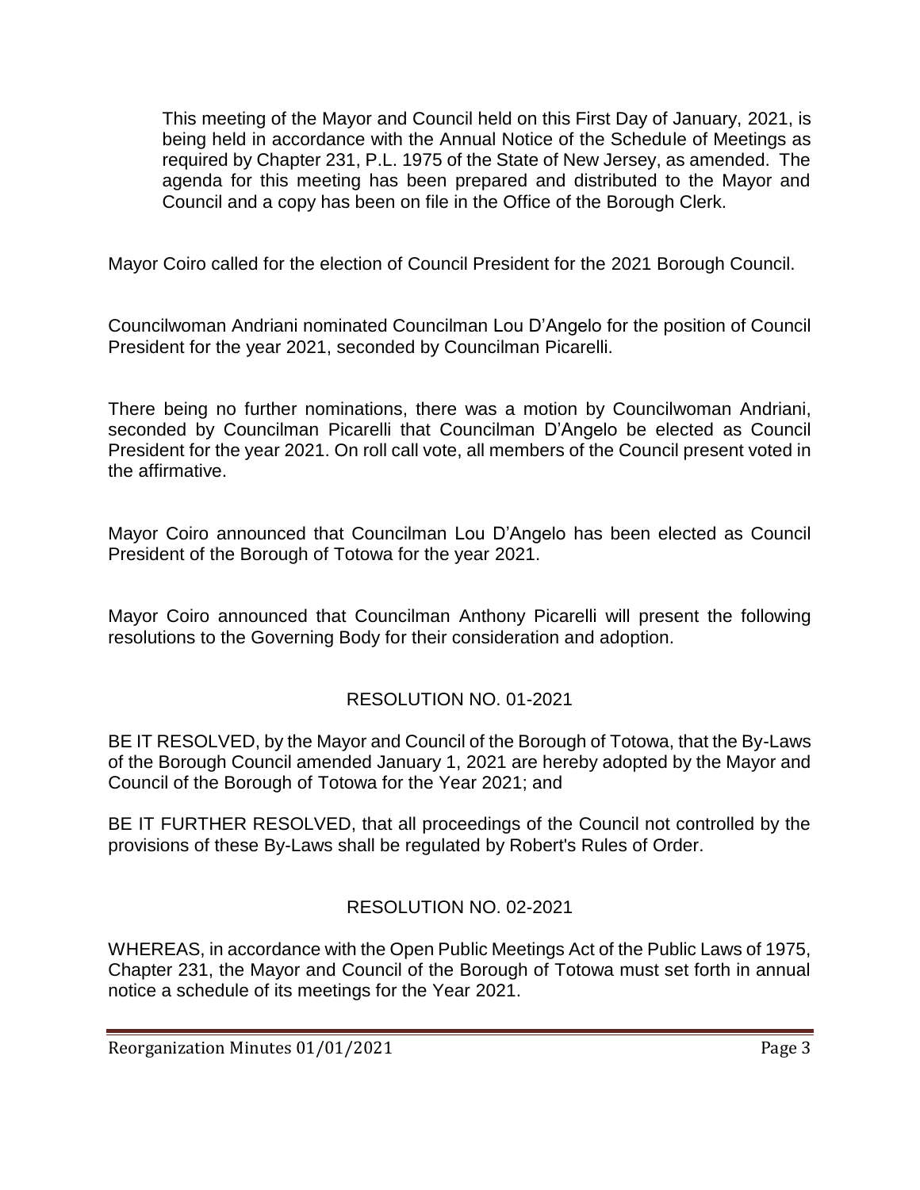This meeting of the Mayor and Council held on this First Day of January, 2021, is being held in accordance with the Annual Notice of the Schedule of Meetings as required by Chapter 231, P.L. 1975 of the State of New Jersey, as amended. The agenda for this meeting has been prepared and distributed to the Mayor and Council and a copy has been on file in the Office of the Borough Clerk.

Mayor Coiro called for the election of Council President for the 2021 Borough Council.

Councilwoman Andriani nominated Councilman Lou D'Angelo for the position of Council President for the year 2021, seconded by Councilman Picarelli.

There being no further nominations, there was a motion by Councilwoman Andriani, seconded by Councilman Picarelli that Councilman D'Angelo be elected as Council President for the year 2021. On roll call vote, all members of the Council present voted in the affirmative.

Mayor Coiro announced that Councilman Lou D'Angelo has been elected as Council President of the Borough of Totowa for the year 2021.

Mayor Coiro announced that Councilman Anthony Picarelli will present the following resolutions to the Governing Body for their consideration and adoption.

## RESOLUTION NO. 01-2021

BE IT RESOLVED, by the Mayor and Council of the Borough of Totowa, that the By-Laws of the Borough Council amended January 1, 2021 are hereby adopted by the Mayor and Council of the Borough of Totowa for the Year 2021; and

BE IT FURTHER RESOLVED, that all proceedings of the Council not controlled by the provisions of these By-Laws shall be regulated by Robert's Rules of Order.

## RESOLUTION NO. 02-2021

WHEREAS, in accordance with the Open Public Meetings Act of the Public Laws of 1975, Chapter 231, the Mayor and Council of the Borough of Totowa must set forth in annual notice a schedule of its meetings for the Year 2021.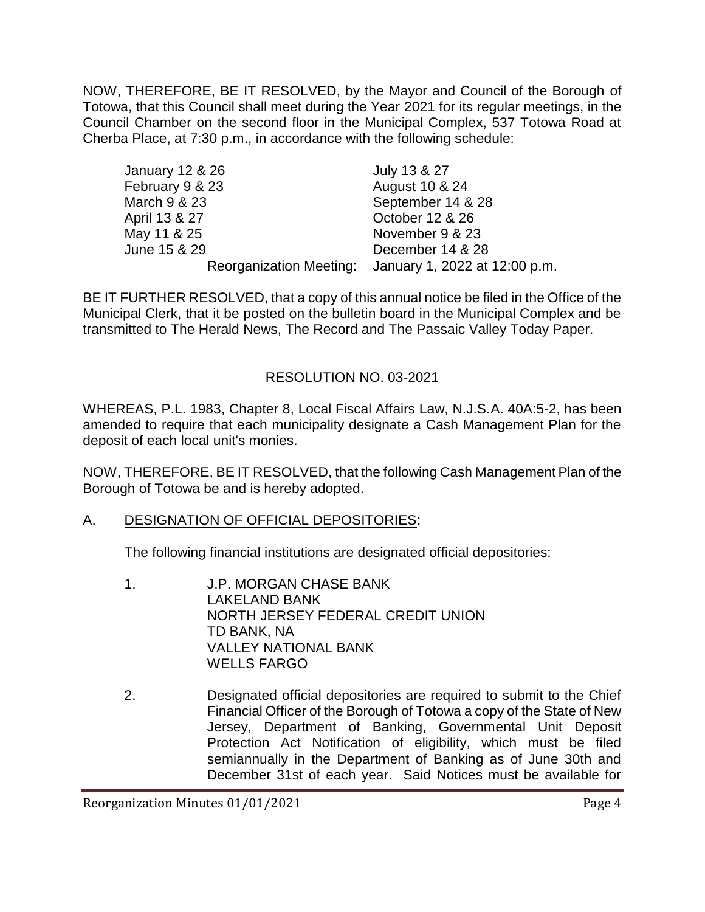NOW, THEREFORE, BE IT RESOLVED, by the Mayor and Council of the Borough of Totowa, that this Council shall meet during the Year 2021 for its regular meetings, in the Council Chamber on the second floor in the Municipal Complex, 537 Totowa Road at Cherba Place, at 7:30 p.m., in accordance with the following schedule:

| | |
|---|---|
| January 12 & 26 | July 13 & 27 |
| February 9 & 23 | August 10 & 24 |
| March 9 & 23 | September 14 & 28 |
| April 13 & 27 | October 12 & 26 |
| May 11 & 25 | November 9 & 23 |
| June 15 & 29 | December 14 & 28 |
| Reorganization Meeting: | January 1, 2022 at 12:00 p.m. |

BE IT FURTHER RESOLVED, that a copy of this annual notice be filed in the Office of the Municipal Clerk, that it be posted on the bulletin board in the Municipal Complex and be transmitted to The Herald News, The Record and The Passaic Valley Today Paper.

## RESOLUTION NO. 03-2021

WHEREAS, P.L. 1983, Chapter 8, Local Fiscal Affairs Law, N.J.S.A. 40A:5-2, has been amended to require that each municipality designate a Cash Management Plan for the deposit of each local unit's monies.

NOW, THEREFORE, BE IT RESOLVED, that the following Cash Management Plan of the Borough of Totowa be and is hereby adopted.

A. DESIGNATION OF OFFICIAL DEPOSITORIES:

The following financial institutions are designated official depositories:

1. J.P. MORGAN CHASE BANK
   LAKELAND BANK
   NORTH JERSEY FEDERAL CREDIT UNION
   TD BANK, NA
   VALLEY NATIONAL BANK
   WELLS FARGO

2. Designated official depositories are required to submit to the Chief Financial Officer of the Borough of Totowa a copy of the State of New Jersey, Department of Banking, Governmental Unit Deposit Protection Act Notification of eligibility, which must be filed semiannually in the Department of Banking as of June 30th and December 31st of each year. Said Notices must be available for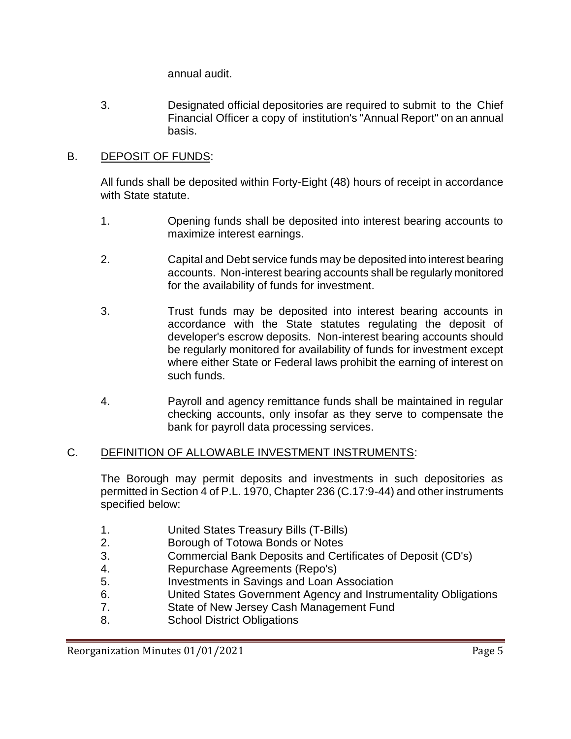annual audit.

3. Designated official depositories are required to submit to the Chief Financial Officer a copy of institution's "Annual Report" on an annual basis.

B. <u>DEPOSIT OF FUNDS</u>:

All funds shall be deposited within Forty-Eight (48) hours of receipt in accordance with State statute.

1. Opening funds shall be deposited into interest bearing accounts to maximize interest earnings.

2. Capital and Debt service funds may be deposited into interest bearing accounts. Non-interest bearing accounts shall be regularly monitored for the availability of funds for investment.

3. Trust funds may be deposited into interest bearing accounts in accordance with the State statutes regulating the deposit of developer's escrow deposits. Non-interest bearing accounts should be regularly monitored for availability of funds for investment except where either State or Federal laws prohibit the earning of interest on such funds.

4. Payroll and agency remittance funds shall be maintained in regular checking accounts, only insofar as they serve to compensate the bank for payroll data processing services.

C. <u>DEFINITION OF ALLOWABLE INVESTMENT INSTRUMENTS</u>:

The Borough may permit deposits and investments in such depositories as permitted in Section 4 of P.L. 1970, Chapter 236 (C.17:9-44) and other instruments specified below:

1. United States Treasury Bills (T-Bills)
2. Borough of Totowa Bonds or Notes
3. Commercial Bank Deposits and Certificates of Deposit (CD's)
4. Repurchase Agreements (Repo's)
5. Investments in Savings and Loan Association
6. United States Government Agency and Instrumentality Obligations
7. State of New Jersey Cash Management Fund
8. School District Obligations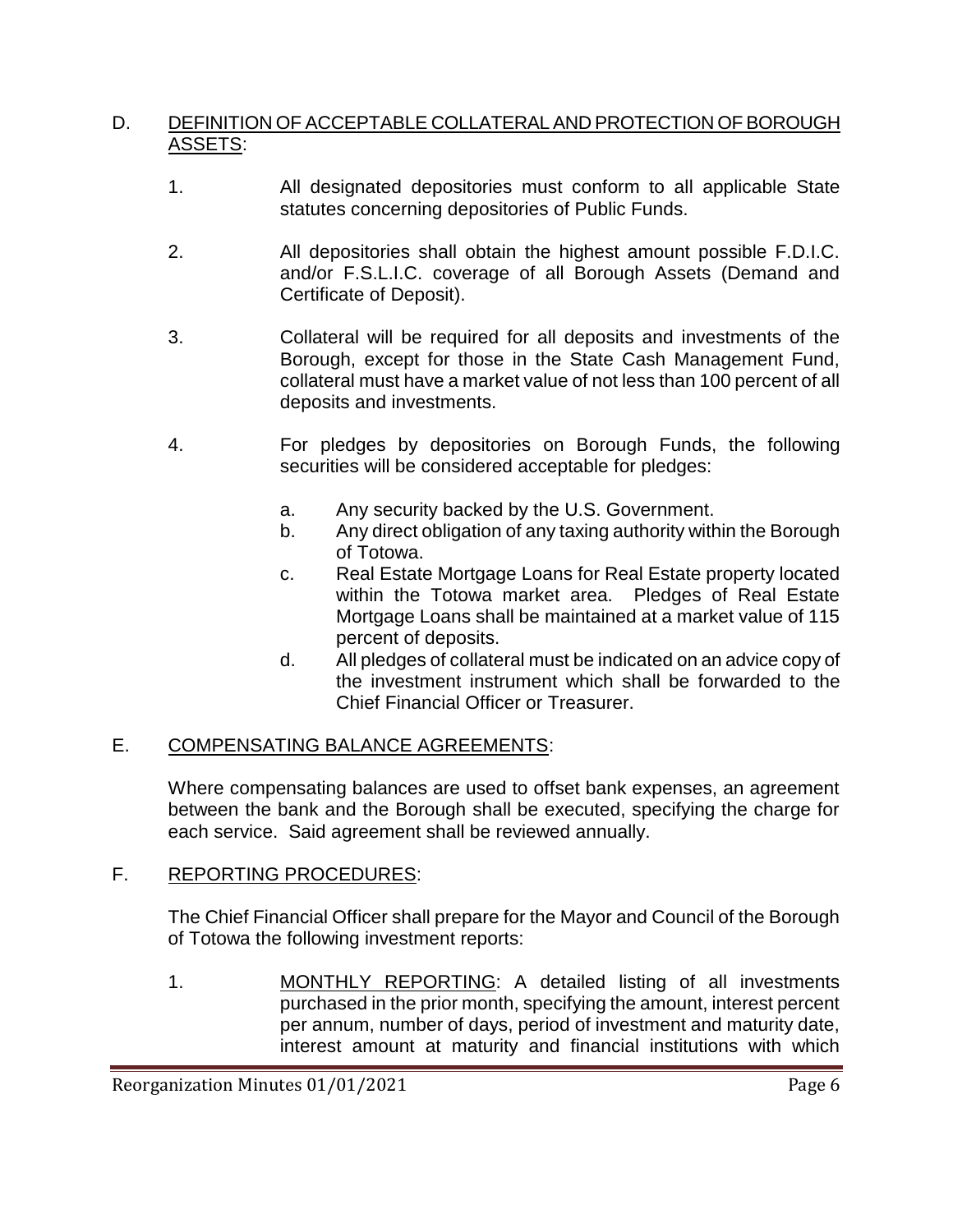D. <u>DEFINITION OF ACCEPTABLE COLLATERAL AND PROTECTION OF BOROUGH ASSETS</u>:

1. All designated depositories must conform to all applicable State statutes concerning depositories of Public Funds.

2. All depositories shall obtain the highest amount possible F.D.I.C. and/or F.S.L.I.C. coverage of all Borough Assets (Demand and Certificate of Deposit).

3. Collateral will be required for all deposits and investments of the Borough, except for those in the State Cash Management Fund, collateral must have a market value of not less than 100 percent of all deposits and investments.

4. For pledges by depositories on Borough Funds, the following securities will be considered acceptable for pledges:

   a. Any security backed by the U.S. Government.
   b. Any direct obligation of any taxing authority within the Borough of Totowa.
   c. Real Estate Mortgage Loans for Real Estate property located within the Totowa market area. Pledges of Real Estate Mortgage Loans shall be maintained at a market value of 115 percent of deposits.
   d. All pledges of collateral must be indicated on an advice copy of the investment instrument which shall be forwarded to the Chief Financial Officer or Treasurer.

E. <u>COMPENSATING BALANCE AGREEMENTS</u>:

Where compensating balances are used to offset bank expenses, an agreement between the bank and the Borough shall be executed, specifying the charge for each service. Said agreement shall be reviewed annually.

F. <u>REPORTING PROCEDURES</u>:

The Chief Financial Officer shall prepare for the Mayor and Council of the Borough of Totowa the following investment reports:

1. <u>MONTHLY REPORTING</u>: A detailed listing of all investments purchased in the prior month, specifying the amount, interest percent per annum, number of days, period of investment and maturity date, interest amount at maturity and financial institutions with which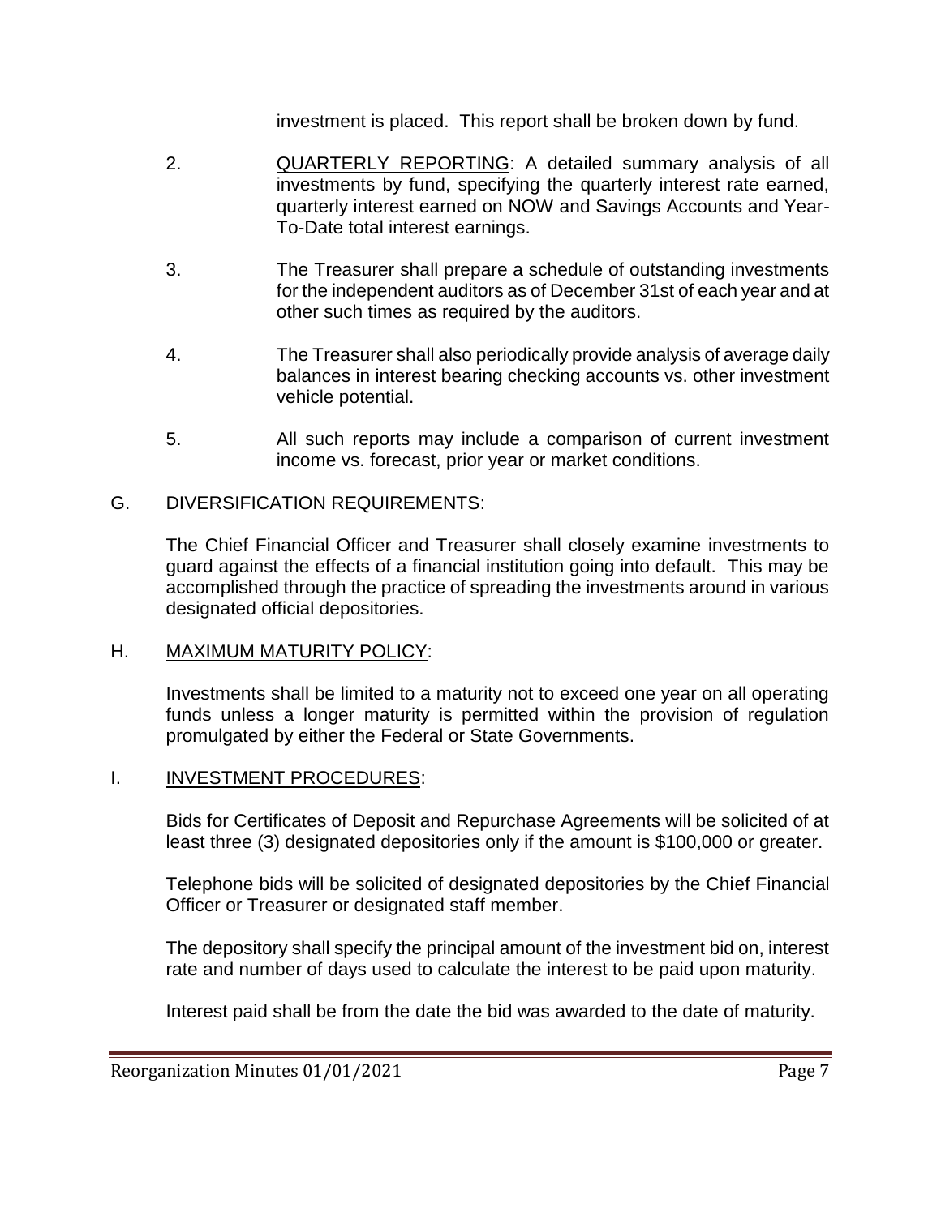investment is placed. This report shall be broken down by fund.

2. <u>QUARTERLY REPORTING</u>: A detailed summary analysis of all investments by fund, specifying the quarterly interest rate earned, quarterly interest earned on NOW and Savings Accounts and Year-To-Date total interest earnings.

3. The Treasurer shall prepare a schedule of outstanding investments for the independent auditors as of December 31st of each year and at other such times as required by the auditors.

4. The Treasurer shall also periodically provide analysis of average daily balances in interest bearing checking accounts vs. other investment vehicle potential.

5. All such reports may include a comparison of current investment income vs. forecast, prior year or market conditions.

G. <u>DIVERSIFICATION REQUIREMENTS</u>:

The Chief Financial Officer and Treasurer shall closely examine investments to guard against the effects of a financial institution going into default. This may be accomplished through the practice of spreading the investments around in various designated official depositories.

H. <u>MAXIMUM MATURITY POLICY</u>:

Investments shall be limited to a maturity not to exceed one year on all operating funds unless a longer maturity is permitted within the provision of regulation promulgated by either the Federal or State Governments.

I. <u>INVESTMENT PROCEDURES</u>:

Bids for Certificates of Deposit and Repurchase Agreements will be solicited of at least three (3) designated depositories only if the amount is $100,000 or greater.

Telephone bids will be solicited of designated depositories by the Chief Financial Officer or Treasurer or designated staff member.

The depository shall specify the principal amount of the investment bid on, interest rate and number of days used to calculate the interest to be paid upon maturity.

Interest paid shall be from the date the bid was awarded to the date of maturity.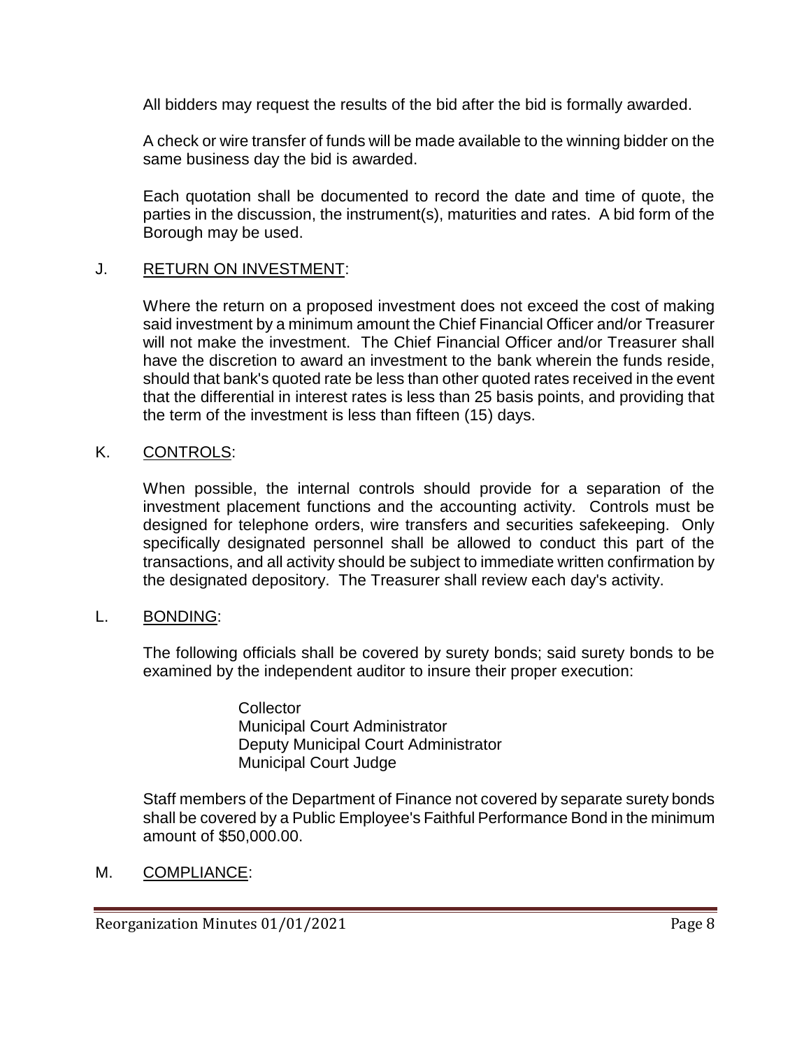All bidders may request the results of the bid after the bid is formally awarded.

A check or wire transfer of funds will be made available to the winning bidder on the same business day the bid is awarded.

Each quotation shall be documented to record the date and time of quote, the parties in the discussion, the instrument(s), maturities and rates. A bid form of the Borough may be used.

J. <u>RETURN ON INVESTMENT</u>:

Where the return on a proposed investment does not exceed the cost of making said investment by a minimum amount the Chief Financial Officer and/or Treasurer will not make the investment. The Chief Financial Officer and/or Treasurer shall have the discretion to award an investment to the bank wherein the funds reside, should that bank's quoted rate be less than other quoted rates received in the event that the differential in interest rates is less than 25 basis points, and providing that the term of the investment is less than fifteen (15) days.

K. <u>CONTROLS</u>:

When possible, the internal controls should provide for a separation of the investment placement functions and the accounting activity. Controls must be designed for telephone orders, wire transfers and securities safekeeping. Only specifically designated personnel shall be allowed to conduct this part of the transactions, and all activity should be subject to immediate written confirmation by the designated depository. The Treasurer shall review each day's activity.

L. <u>BONDING</u>:

The following officials shall be covered by surety bonds; said surety bonds to be examined by the independent auditor to insure their proper execution:

Collector
Municipal Court Administrator
Deputy Municipal Court Administrator
Municipal Court Judge

Staff members of the Department of Finance not covered by separate surety bonds shall be covered by a Public Employee's Faithful Performance Bond in the minimum amount of $50,000.00.

M. <u>COMPLIANCE</u>: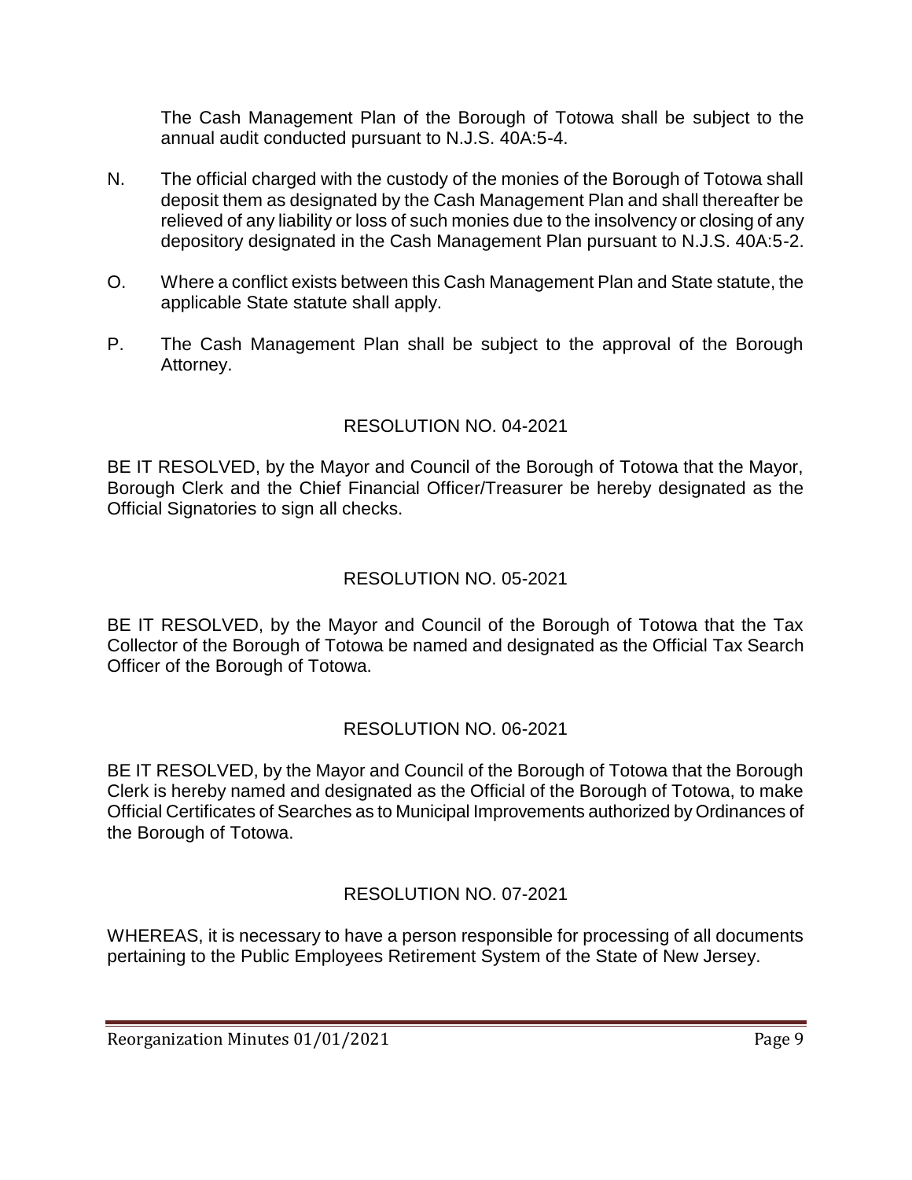The Cash Management Plan of the Borough of Totowa shall be subject to the annual audit conducted pursuant to N.J.S. 40A:5-4.

N. The official charged with the custody of the monies of the Borough of Totowa shall deposit them as designated by the Cash Management Plan and shall thereafter be relieved of any liability or loss of such monies due to the insolvency or closing of any depository designated in the Cash Management Plan pursuant to N.J.S. 40A:5-2.

O. Where a conflict exists between this Cash Management Plan and State statute, the applicable State statute shall apply.

P. The Cash Management Plan shall be subject to the approval of the Borough Attorney.

## RESOLUTION NO. 04-2021

BE IT RESOLVED, by the Mayor and Council of the Borough of Totowa that the Mayor, Borough Clerk and the Chief Financial Officer/Treasurer be hereby designated as the Official Signatories to sign all checks.

## RESOLUTION NO. 05-2021

BE IT RESOLVED, by the Mayor and Council of the Borough of Totowa that the Tax Collector of the Borough of Totowa be named and designated as the Official Tax Search Officer of the Borough of Totowa.

## RESOLUTION NO. 06-2021

BE IT RESOLVED, by the Mayor and Council of the Borough of Totowa that the Borough Clerk is hereby named and designated as the Official of the Borough of Totowa, to make Official Certificates of Searches as to Municipal Improvements authorized by Ordinances of the Borough of Totowa.

## RESOLUTION NO. 07-2021

WHEREAS, it is necessary to have a person responsible for processing of all documents pertaining to the Public Employees Retirement System of the State of New Jersey.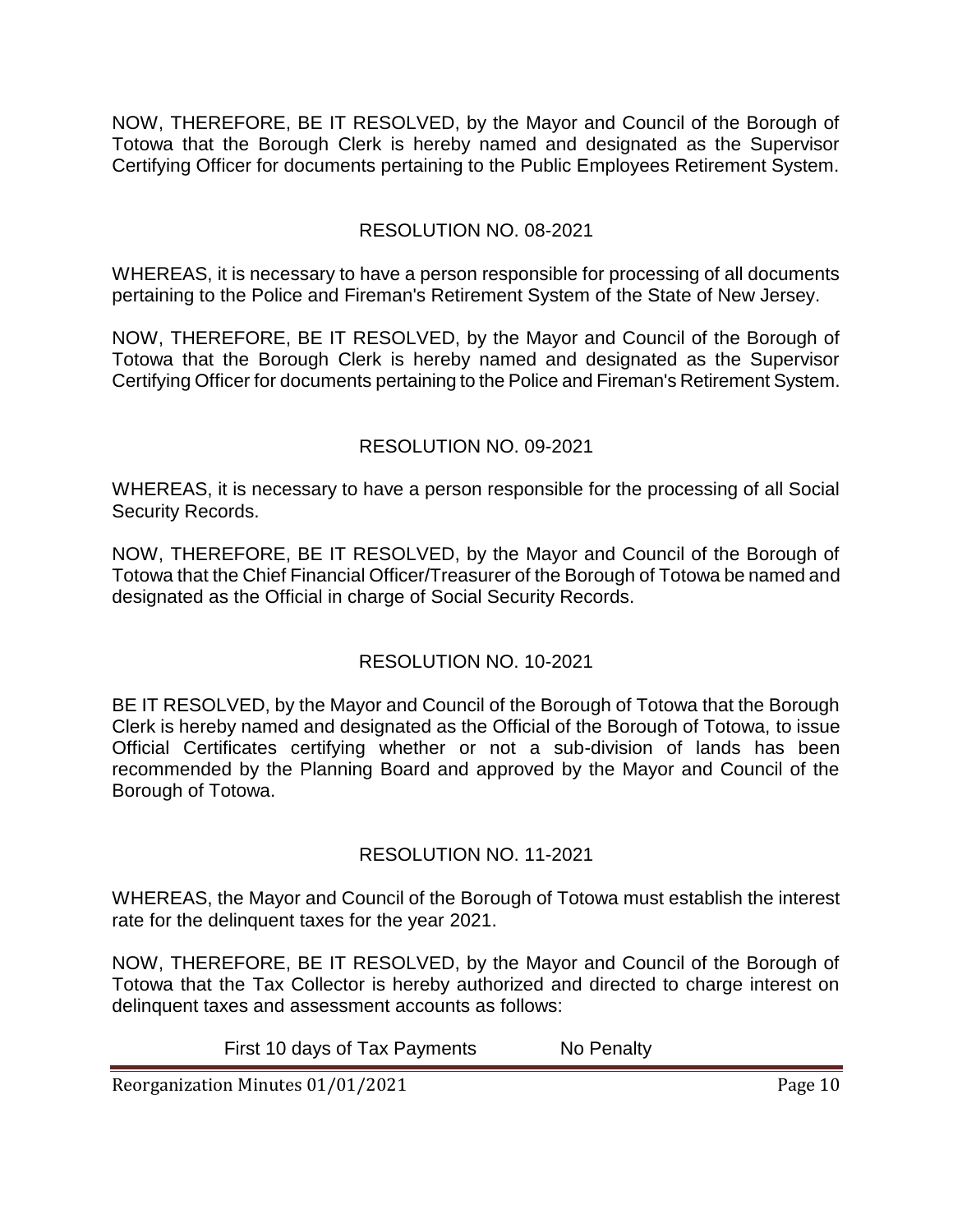NOW, THEREFORE, BE IT RESOLVED, by the Mayor and Council of the Borough of Totowa that the Borough Clerk is hereby named and designated as the Supervisor Certifying Officer for documents pertaining to the Public Employees Retirement System.

RESOLUTION NO. 08-2021

WHEREAS, it is necessary to have a person responsible for processing of all documents pertaining to the Police and Fireman's Retirement System of the State of New Jersey.

NOW, THEREFORE, BE IT RESOLVED, by the Mayor and Council of the Borough of Totowa that the Borough Clerk is hereby named and designated as the Supervisor Certifying Officer for documents pertaining to the Police and Fireman's Retirement System.

RESOLUTION NO. 09-2021

WHEREAS, it is necessary to have a person responsible for the processing of all Social Security Records.

NOW, THEREFORE, BE IT RESOLVED, by the Mayor and Council of the Borough of Totowa that the Chief Financial Officer/Treasurer of the Borough of Totowa be named and designated as the Official in charge of Social Security Records.

RESOLUTION NO. 10-2021

BE IT RESOLVED, by the Mayor and Council of the Borough of Totowa that the Borough Clerk is hereby named and designated as the Official of the Borough of Totowa, to issue Official Certificates certifying whether or not a sub-division of lands has been recommended by the Planning Board and approved by the Mayor and Council of the Borough of Totowa.

RESOLUTION NO. 11-2021

WHEREAS, the Mayor and Council of the Borough of Totowa must establish the interest rate for the delinquent taxes for the year 2021.

NOW, THEREFORE, BE IT RESOLVED, by the Mayor and Council of the Borough of Totowa that the Tax Collector is hereby authorized and directed to charge interest on delinquent taxes and assessment accounts as follows:

First 10 days of Tax Payments No Penalty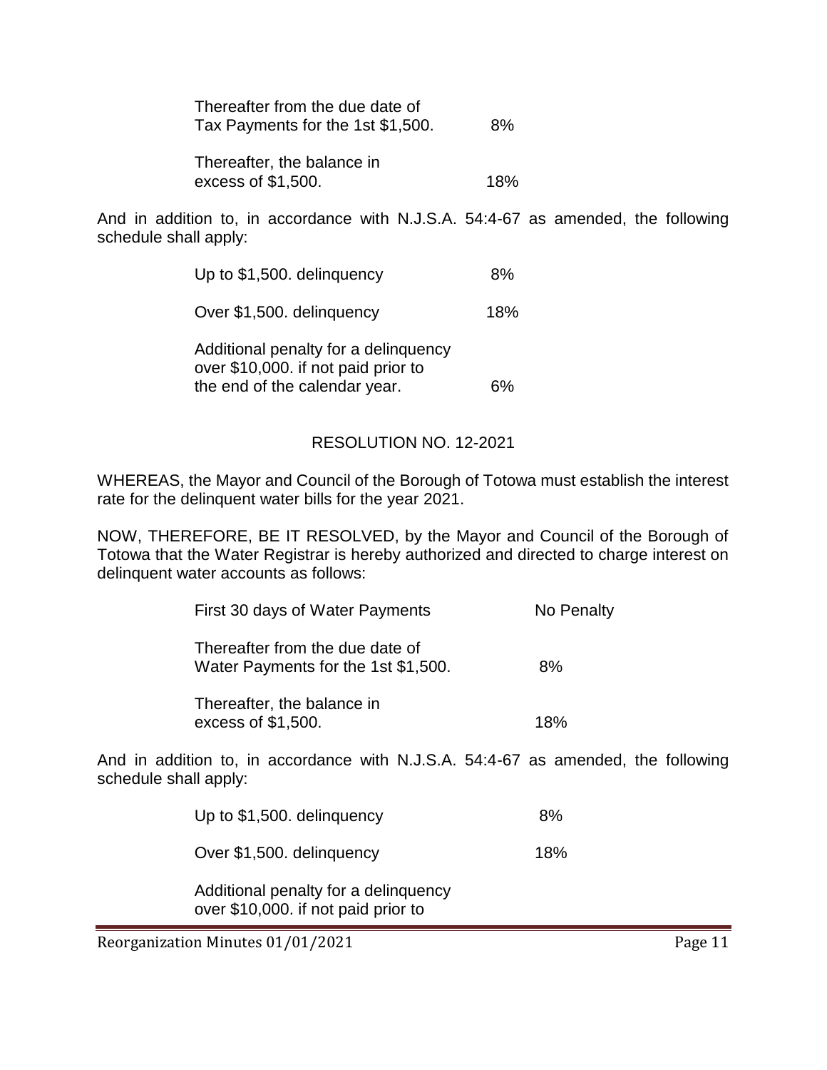| | |
|---|---|
| Thereafter from the due date of Tax Payments for the 1st $1,500. | 8% |
| Thereafter, the balance in excess of $1,500. | 18% |

And in addition to, in accordance with N.J.S.A. 54:4-67 as amended, the following schedule shall apply:

| | |
|---|---|
| Up to $1,500. delinquency | 8% |
| Over $1,500. delinquency | 18% |
| Additional penalty for a delinquency over $10,000. if not paid prior to the end of the calendar year. | 6% |

RESOLUTION NO. 12-2021

WHEREAS, the Mayor and Council of the Borough of Totowa must establish the interest rate for the delinquent water bills for the year 2021.

NOW, THEREFORE, BE IT RESOLVED, by the Mayor and Council of the Borough of Totowa that the Water Registrar is hereby authorized and directed to charge interest on delinquent water accounts as follows:

| | |
|---|---|
| First 30 days of Water Payments | No Penalty |
| Thereafter from the due date of Water Payments for the 1st $1,500. | 8% |
| Thereafter, the balance in excess of $1,500. | 18% |

And in addition to, in accordance with N.J.S.A. 54:4-67 as amended, the following schedule shall apply:

| | |
|---|---|
| Up to $1,500. delinquency | 8% |
| Over $1,500. delinquency | 18% |
| Additional penalty for a delinquency over $10,000. if not paid prior to | |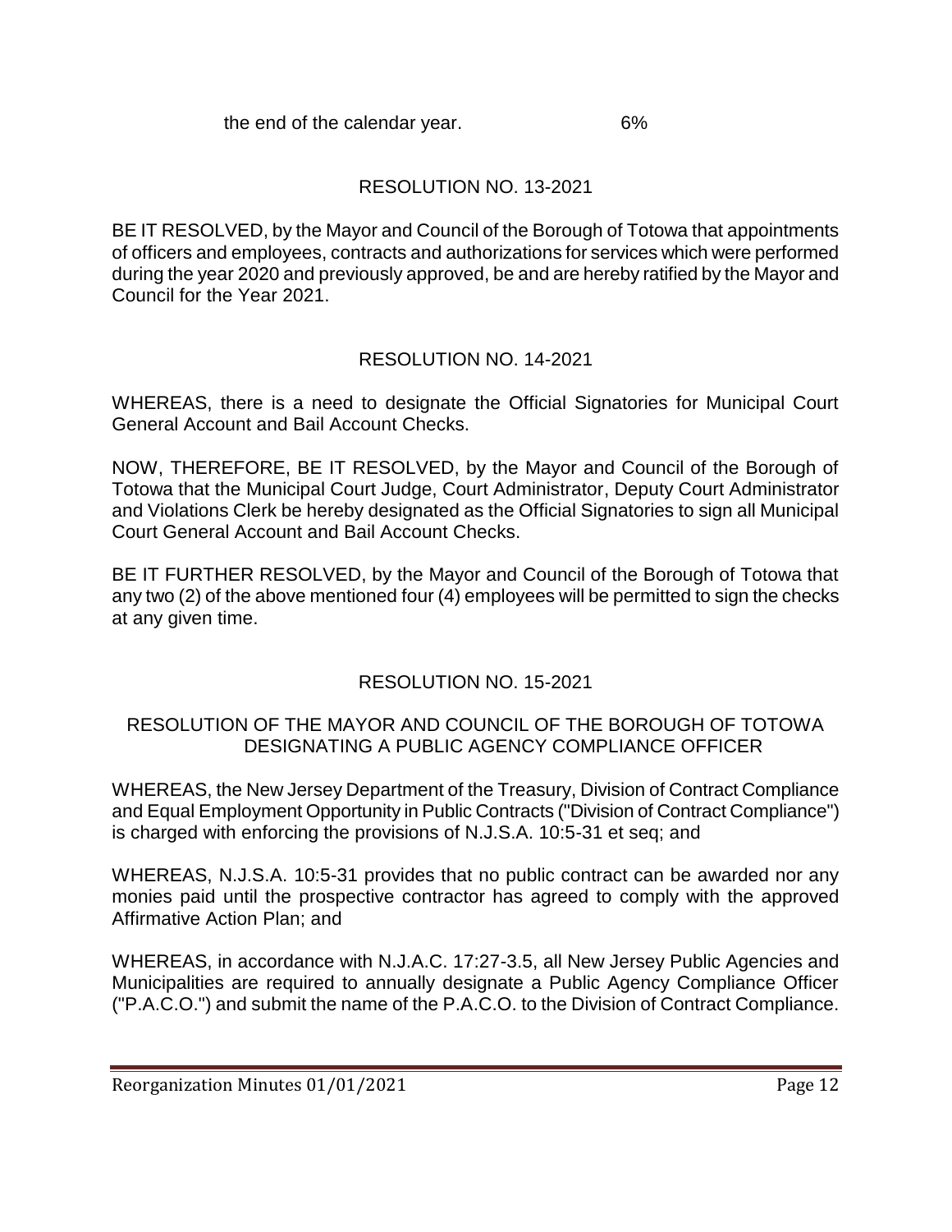the end of the calendar year. 6%

RESOLUTION NO. 13-2021

BE IT RESOLVED, by the Mayor and Council of the Borough of Totowa that appointments of officers and employees, contracts and authorizations for services which were performed during the year 2020 and previously approved, be and are hereby ratified by the Mayor and Council for the Year 2021.

RESOLUTION NO. 14-2021

WHEREAS, there is a need to designate the Official Signatories for Municipal Court General Account and Bail Account Checks.

NOW, THEREFORE, BE IT RESOLVED, by the Mayor and Council of the Borough of Totowa that the Municipal Court Judge, Court Administrator, Deputy Court Administrator and Violations Clerk be hereby designated as the Official Signatories to sign all Municipal Court General Account and Bail Account Checks.

BE IT FURTHER RESOLVED, by the Mayor and Council of the Borough of Totowa that any two (2) of the above mentioned four (4) employees will be permitted to sign the checks at any given time.

RESOLUTION NO. 15-2021

RESOLUTION OF THE MAYOR AND COUNCIL OF THE BOROUGH OF TOTOWA DESIGNATING A PUBLIC AGENCY COMPLIANCE OFFICER

WHEREAS, the New Jersey Department of the Treasury, Division of Contract Compliance and Equal Employment Opportunity in Public Contracts ("Division of Contract Compliance") is charged with enforcing the provisions of N.J.S.A. 10:5-31 et seq; and

WHEREAS, N.J.S.A. 10:5-31 provides that no public contract can be awarded nor any monies paid until the prospective contractor has agreed to comply with the approved Affirmative Action Plan; and

WHEREAS, in accordance with N.J.A.C. 17:27-3.5, all New Jersey Public Agencies and Municipalities are required to annually designate a Public Agency Compliance Officer ("P.A.C.O.") and submit the name of the P.A.C.O. to the Division of Contract Compliance.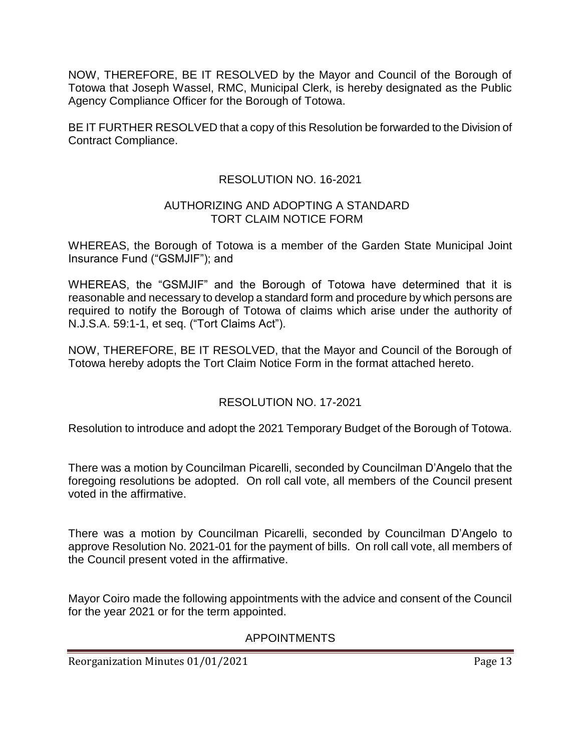NOW, THEREFORE, BE IT RESOLVED by the Mayor and Council of the Borough of Totowa that Joseph Wassel, RMC, Municipal Clerk, is hereby designated as the Public Agency Compliance Officer for the Borough of Totowa.

BE IT FURTHER RESOLVED that a copy of this Resolution be forwarded to the Division of Contract Compliance.

## RESOLUTION NO. 16-2021

### AUTHORIZING AND ADOPTING A STANDARD TORT CLAIM NOTICE FORM

WHEREAS, the Borough of Totowa is a member of the Garden State Municipal Joint Insurance Fund ("GSMJIF"); and

WHEREAS, the "GSMJIF" and the Borough of Totowa have determined that it is reasonable and necessary to develop a standard form and procedure by which persons are required to notify the Borough of Totowa of claims which arise under the authority of N.J.S.A. 59:1-1, et seq. ("Tort Claims Act").

NOW, THEREFORE, BE IT RESOLVED, that the Mayor and Council of the Borough of Totowa hereby adopts the Tort Claim Notice Form in the format attached hereto.

## RESOLUTION NO. 17-2021

Resolution to introduce and adopt the 2021 Temporary Budget of the Borough of Totowa.

There was a motion by Councilman Picarelli, seconded by Councilman D'Angelo that the foregoing resolutions be adopted. On roll call vote, all members of the Council present voted in the affirmative.

There was a motion by Councilman Picarelli, seconded by Councilman D'Angelo to approve Resolution No. 2021-01 for the payment of bills. On roll call vote, all members of the Council present voted in the affirmative.

Mayor Coiro made the following appointments with the advice and consent of the Council for the year 2021 or for the term appointed.

## APPOINTMENTS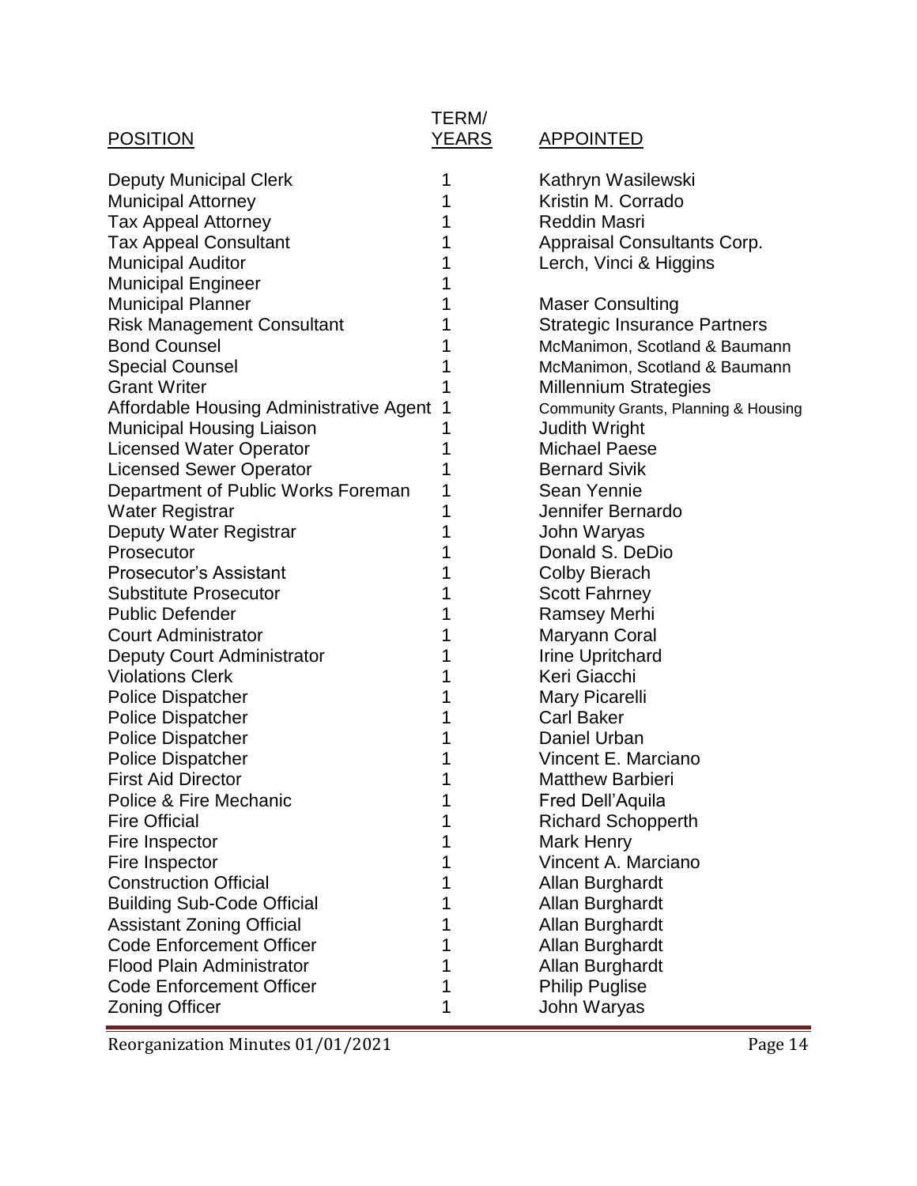| POSITION | TERM/ YEARS | APPOINTED |
|---|---|---|
| Deputy Municipal Clerk | 1 | Kathryn Wasilewski |
| Municipal Attorney | 1 | Kristin M. Corrado |
| Tax Appeal Attorney | 1 | Reddin Masri |
| Tax Appeal Consultant | 1 | Appraisal Consultants Corp. |
| Municipal Auditor | 1 | Lerch, Vinci & Higgins |
| Municipal Engineer | 1 | |
| Municipal Planner | 1 | Maser Consulting |
| Risk Management Consultant | 1 | Strategic Insurance Partners |
| Bond Counsel | 1 | McManimon, Scotland & Baumann |
| Special Counsel | 1 | McManimon, Scotland & Baumann |
| Grant Writer | 1 | Millennium Strategies |
| Affordable Housing Administrative Agent | 1 | Community Grants, Planning & Housing |
| Municipal Housing Liaison | 1 | Judith Wright |
| Licensed Water Operator | 1 | Michael Paese |
| Licensed Sewer Operator | 1 | Bernard Sivik |
| Department of Public Works Foreman | 1 | Sean Yennie |
| Water Registrar | 1 | Jennifer Bernardo |
| Deputy Water Registrar | 1 | John Waryas |
| Prosecutor | 1 | Donald S. DeDio |
| Prosecutor's Assistant | 1 | Colby Bierach |
| Substitute Prosecutor | 1 | Scott Fahrney |
| Public Defender | 1 | Ramsey Merhi |
| Court Administrator | 1 | Maryann Coral |
| Deputy Court Administrator | 1 | Irine Upritchard |
| Violations Clerk | 1 | Keri Giacchi |
| Police Dispatcher | 1 | Mary Picarelli |
| Police Dispatcher | 1 | Carl Baker |
| Police Dispatcher | 1 | Daniel Urban |
| Police Dispatcher | 1 | Vincent E. Marciano |
| First Aid Director | 1 | Matthew Barbieri |
| Police & Fire Mechanic | 1 | Fred Dell'Aquila |
| Fire Official | 1 | Richard Schopperth |
| Fire Inspector | 1 | Mark Henry |
| Fire Inspector | 1 | Vincent A. Marciano |
| Construction Official | 1 | Allan Burghardt |
| Building Sub-Code Official | 1 | Allan Burghardt |
| Assistant Zoning Official | 1 | Allan Burghardt |
| Code Enforcement Officer | 1 | Allan Burghardt |
| Flood Plain Administrator | 1 | Allan Burghardt |
| Code Enforcement Officer | 1 | Philip Puglise |
| Zoning Officer | 1 | John Waryas |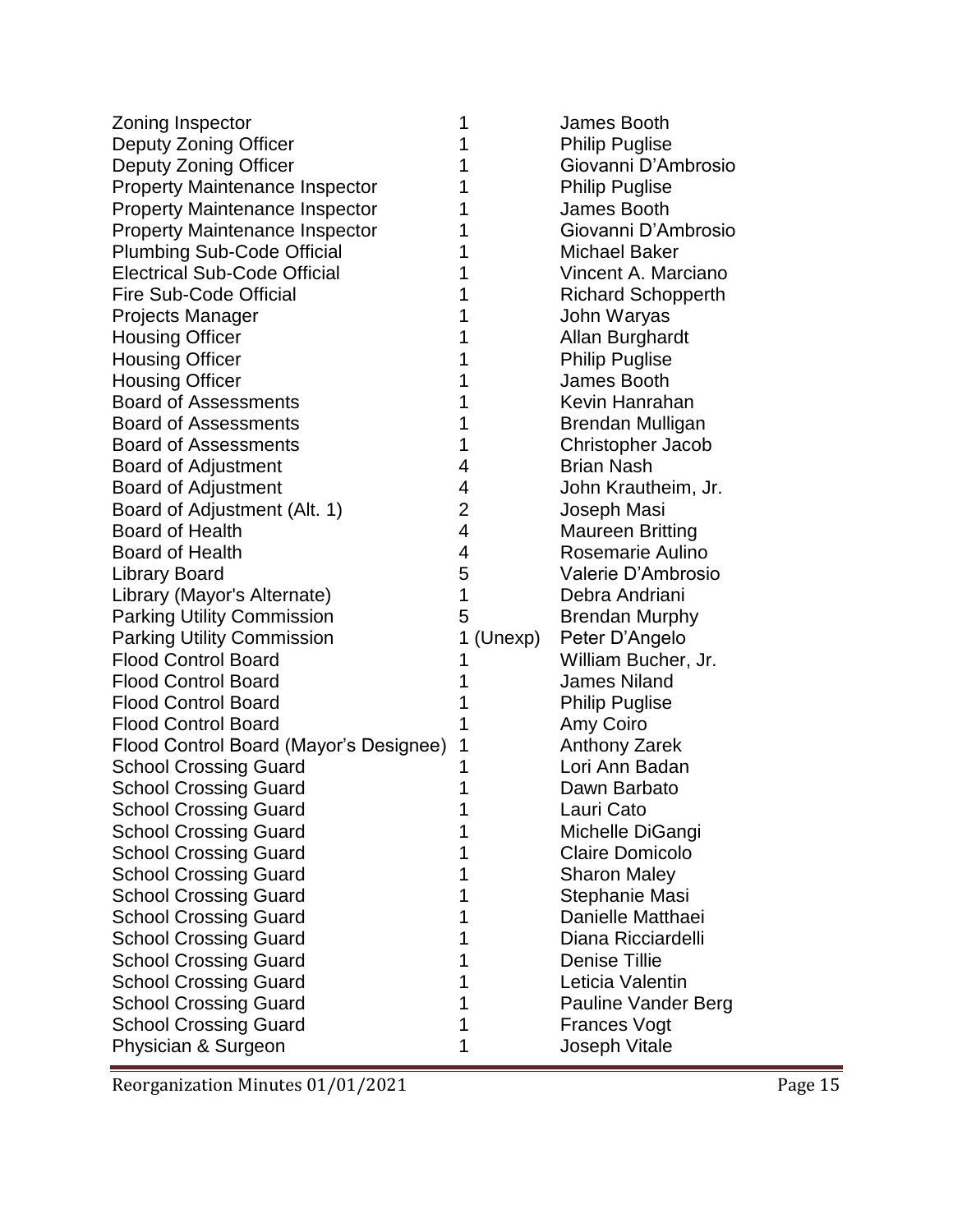| | | |
|---|---|---|
| Zoning Inspector | 1 | James Booth |
| Deputy Zoning Officer | 1 | Philip Puglise |
| Deputy Zoning Officer | 1 | Giovanni D'Ambrosio |
| Property Maintenance Inspector | 1 | Philip Puglise |
| Property Maintenance Inspector | 1 | James Booth |
| Property Maintenance Inspector | 1 | Giovanni D'Ambrosio |
| Plumbing Sub-Code Official | 1 | Michael Baker |
| Electrical Sub-Code Official | 1 | Vincent A. Marciano |
| Fire Sub-Code Official | 1 | Richard Schopperth |
| Projects Manager | 1 | John Waryas |
| Housing Officer | 1 | Allan Burghardt |
| Housing Officer | 1 | Philip Puglise |
| Housing Officer | 1 | James Booth |
| Board of Assessments | 1 | Kevin Hanrahan |
| Board of Assessments | 1 | Brendan Mulligan |
| Board of Assessments | 1 | Christopher Jacob |
| Board of Adjustment | 4 | Brian Nash |
| Board of Adjustment | 4 | John Krautheim, Jr. |
| Board of Adjustment (Alt. 1) | 2 | Joseph Masi |
| Board of Health | 4 | Maureen Britting |
| Board of Health | 4 | Rosemarie Aulino |
| Library Board | 5 | Valerie D'Ambrosio |
| Library (Mayor's Alternate) | 1 | Debra Andriani |
| Parking Utility Commission | 5 | Brendan Murphy |
| Parking Utility Commission | 1 (Unexp) | Peter D'Angelo |
| Flood Control Board | 1 | William Bucher, Jr. |
| Flood Control Board | 1 | James Niland |
| Flood Control Board | 1 | Philip Puglise |
| Flood Control Board | 1 | Amy Coiro |
| Flood Control Board (Mayor's Designee) | 1 | Anthony Zarek |
| School Crossing Guard | 1 | Lori Ann Badan |
| School Crossing Guard | 1 | Dawn Barbato |
| School Crossing Guard | 1 | Lauri Cato |
| School Crossing Guard | 1 | Michelle DiGangi |
| School Crossing Guard | 1 | Claire Domicolo |
| School Crossing Guard | 1 | Sharon Maley |
| School Crossing Guard | 1 | Stephanie Masi |
| School Crossing Guard | 1 | Danielle Matthaei |
| School Crossing Guard | 1 | Diana Ricciardelli |
| School Crossing Guard | 1 | Denise Tillie |
| School Crossing Guard | 1 | Leticia Valentin |
| School Crossing Guard | 1 | Pauline Vander Berg |
| School Crossing Guard | 1 | Frances Vogt |
| Physician & Surgeon | 1 | Joseph Vitale |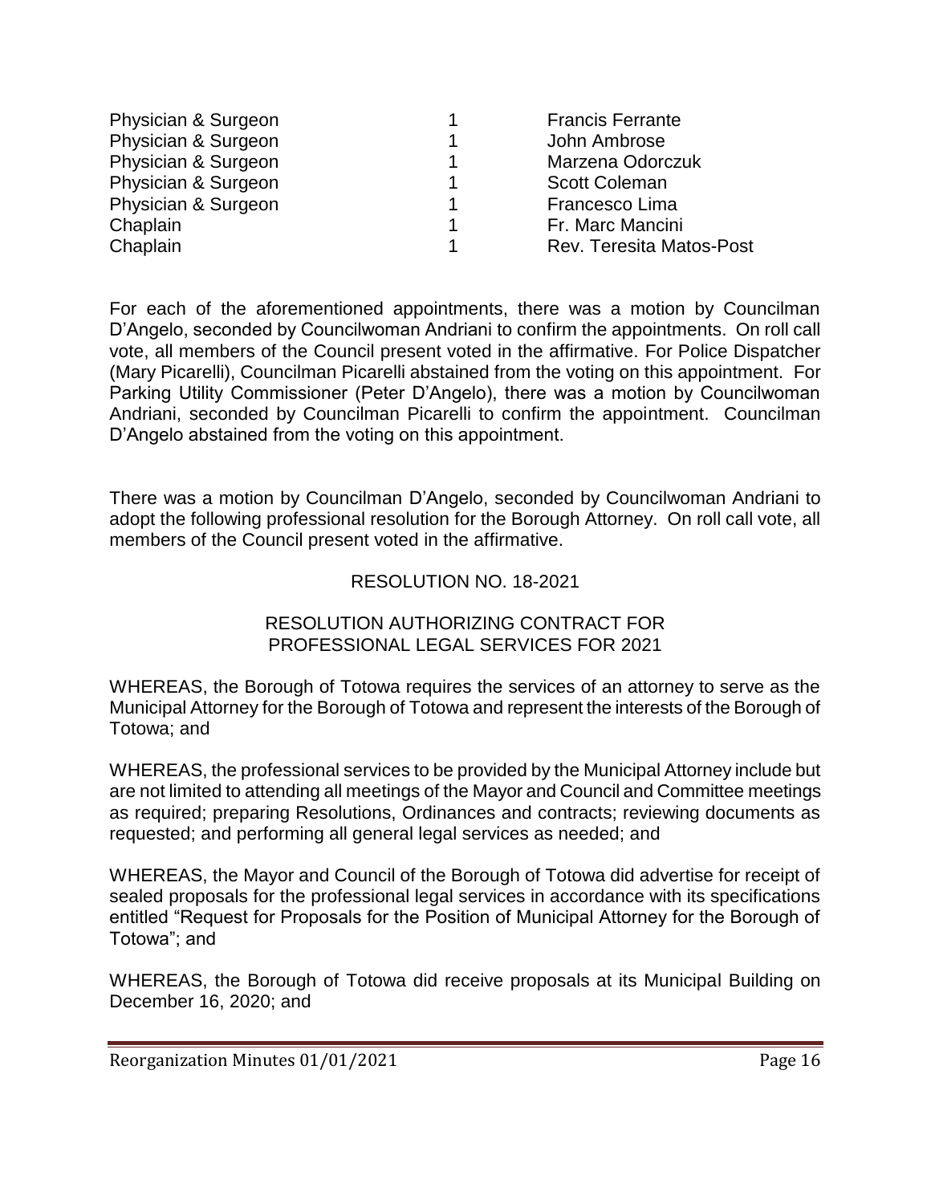| | | |
|---|---|---|
| Physician & Surgeon | 1 | Francis Ferrante |
| Physician & Surgeon | 1 | John Ambrose |
| Physician & Surgeon | 1 | Marzena Odorczuk |
| Physician & Surgeon | 1 | Scott Coleman |
| Physician & Surgeon | 1 | Francesco Lima |
| Chaplain | 1 | Fr. Marc Mancini |
| Chaplain | 1 | Rev. Teresita Matos-Post |

For each of the aforementioned appointments, there was a motion by Councilman D'Angelo, seconded by Councilwoman Andriani to confirm the appointments. On roll call vote, all members of the Council present voted in the affirmative. For Police Dispatcher (Mary Picarelli), Councilman Picarelli abstained from the voting on this appointment. For Parking Utility Commissioner (Peter D'Angelo), there was a motion by Councilwoman Andriani, seconded by Councilman Picarelli to confirm the appointment. Councilman D'Angelo abstained from the voting on this appointment.

There was a motion by Councilman D'Angelo, seconded by Councilwoman Andriani to adopt the following professional resolution for the Borough Attorney. On roll call vote, all members of the Council present voted in the affirmative.

RESOLUTION NO. 18-2021

RESOLUTION AUTHORIZING CONTRACT FOR PROFESSIONAL LEGAL SERVICES FOR 2021

WHEREAS, the Borough of Totowa requires the services of an attorney to serve as the Municipal Attorney for the Borough of Totowa and represent the interests of the Borough of Totowa; and

WHEREAS, the professional services to be provided by the Municipal Attorney include but are not limited to attending all meetings of the Mayor and Council and Committee meetings as required; preparing Resolutions, Ordinances and contracts; reviewing documents as requested; and performing all general legal services as needed; and

WHEREAS, the Mayor and Council of the Borough of Totowa did advertise for receipt of sealed proposals for the professional legal services in accordance with its specifications entitled "Request for Proposals for the Position of Municipal Attorney for the Borough of Totowa"; and

WHEREAS, the Borough of Totowa did receive proposals at its Municipal Building on December 16, 2020; and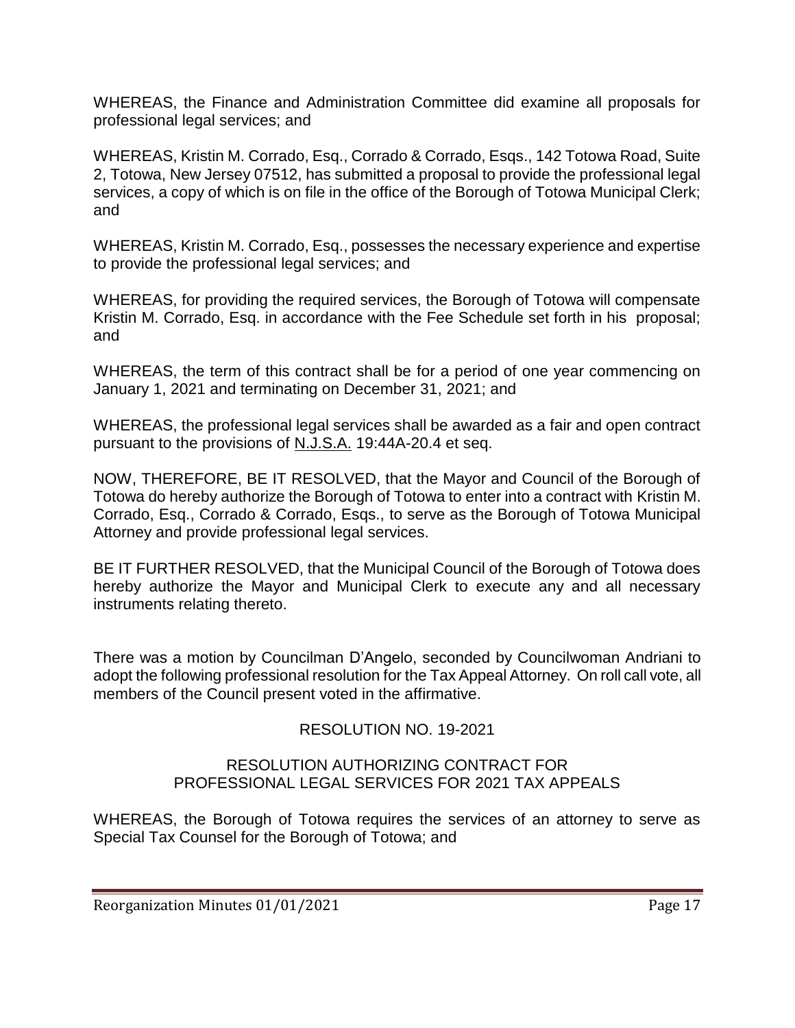WHEREAS, the Finance and Administration Committee did examine all proposals for professional legal services; and

WHEREAS, Kristin M. Corrado, Esq., Corrado & Corrado, Esqs., 142 Totowa Road, Suite 2, Totowa, New Jersey 07512, has submitted a proposal to provide the professional legal services, a copy of which is on file in the office of the Borough of Totowa Municipal Clerk; and

WHEREAS, Kristin M. Corrado, Esq., possesses the necessary experience and expertise to provide the professional legal services; and

WHEREAS, for providing the required services, the Borough of Totowa will compensate Kristin M. Corrado, Esq. in accordance with the Fee Schedule set forth in his proposal; and

WHEREAS, the term of this contract shall be for a period of one year commencing on January 1, 2021 and terminating on December 31, 2021; and

WHEREAS, the professional legal services shall be awarded as a fair and open contract pursuant to the provisions of N.J.S.A. 19:44A-20.4 et seq.

NOW, THEREFORE, BE IT RESOLVED, that the Mayor and Council of the Borough of Totowa do hereby authorize the Borough of Totowa to enter into a contract with Kristin M. Corrado, Esq., Corrado & Corrado, Esqs., to serve as the Borough of Totowa Municipal Attorney and provide professional legal services.

BE IT FURTHER RESOLVED, that the Municipal Council of the Borough of Totowa does hereby authorize the Mayor and Municipal Clerk to execute any and all necessary instruments relating thereto.

There was a motion by Councilman D'Angelo, seconded by Councilwoman Andriani to adopt the following professional resolution for the Tax Appeal Attorney. On roll call vote, all members of the Council present voted in the affirmative.

RESOLUTION NO. 19-2021

RESOLUTION AUTHORIZING CONTRACT FOR PROFESSIONAL LEGAL SERVICES FOR 2021 TAX APPEALS

WHEREAS, the Borough of Totowa requires the services of an attorney to serve as Special Tax Counsel for the Borough of Totowa; and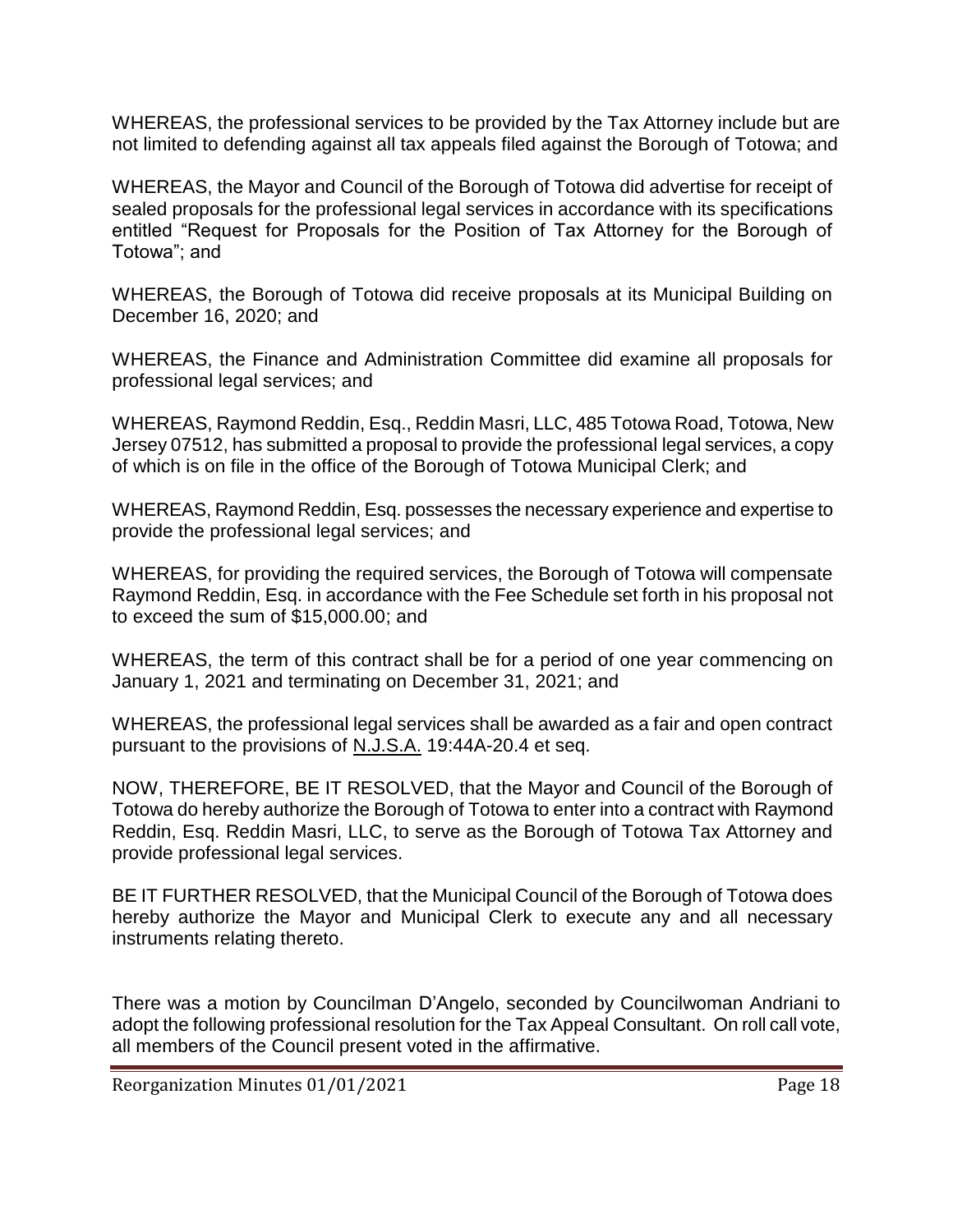WHEREAS, the professional services to be provided by the Tax Attorney include but are not limited to defending against all tax appeals filed against the Borough of Totowa; and

WHEREAS, the Mayor and Council of the Borough of Totowa did advertise for receipt of sealed proposals for the professional legal services in accordance with its specifications entitled "Request for Proposals for the Position of Tax Attorney for the Borough of Totowa"; and

WHEREAS, the Borough of Totowa did receive proposals at its Municipal Building on December 16, 2020; and

WHEREAS, the Finance and Administration Committee did examine all proposals for professional legal services; and

WHEREAS, Raymond Reddin, Esq., Reddin Masri, LLC, 485 Totowa Road, Totowa, New Jersey 07512, has submitted a proposal to provide the professional legal services, a copy of which is on file in the office of the Borough of Totowa Municipal Clerk; and

WHEREAS, Raymond Reddin, Esq. possesses the necessary experience and expertise to provide the professional legal services; and

WHEREAS, for providing the required services, the Borough of Totowa will compensate Raymond Reddin, Esq. in accordance with the Fee Schedule set forth in his proposal not to exceed the sum of $15,000.00; and

WHEREAS, the term of this contract shall be for a period of one year commencing on January 1, 2021 and terminating on December 31, 2021; and

WHEREAS, the professional legal services shall be awarded as a fair and open contract pursuant to the provisions of N.J.S.A. 19:44A-20.4 et seq.

NOW, THEREFORE, BE IT RESOLVED, that the Mayor and Council of the Borough of Totowa do hereby authorize the Borough of Totowa to enter into a contract with Raymond Reddin, Esq. Reddin Masri, LLC, to serve as the Borough of Totowa Tax Attorney and provide professional legal services.

BE IT FURTHER RESOLVED, that the Municipal Council of the Borough of Totowa does hereby authorize the Mayor and Municipal Clerk to execute any and all necessary instruments relating thereto.

There was a motion by Councilman D'Angelo, seconded by Councilwoman Andriani to adopt the following professional resolution for the Tax Appeal Consultant. On roll call vote, all members of the Council present voted in the affirmative.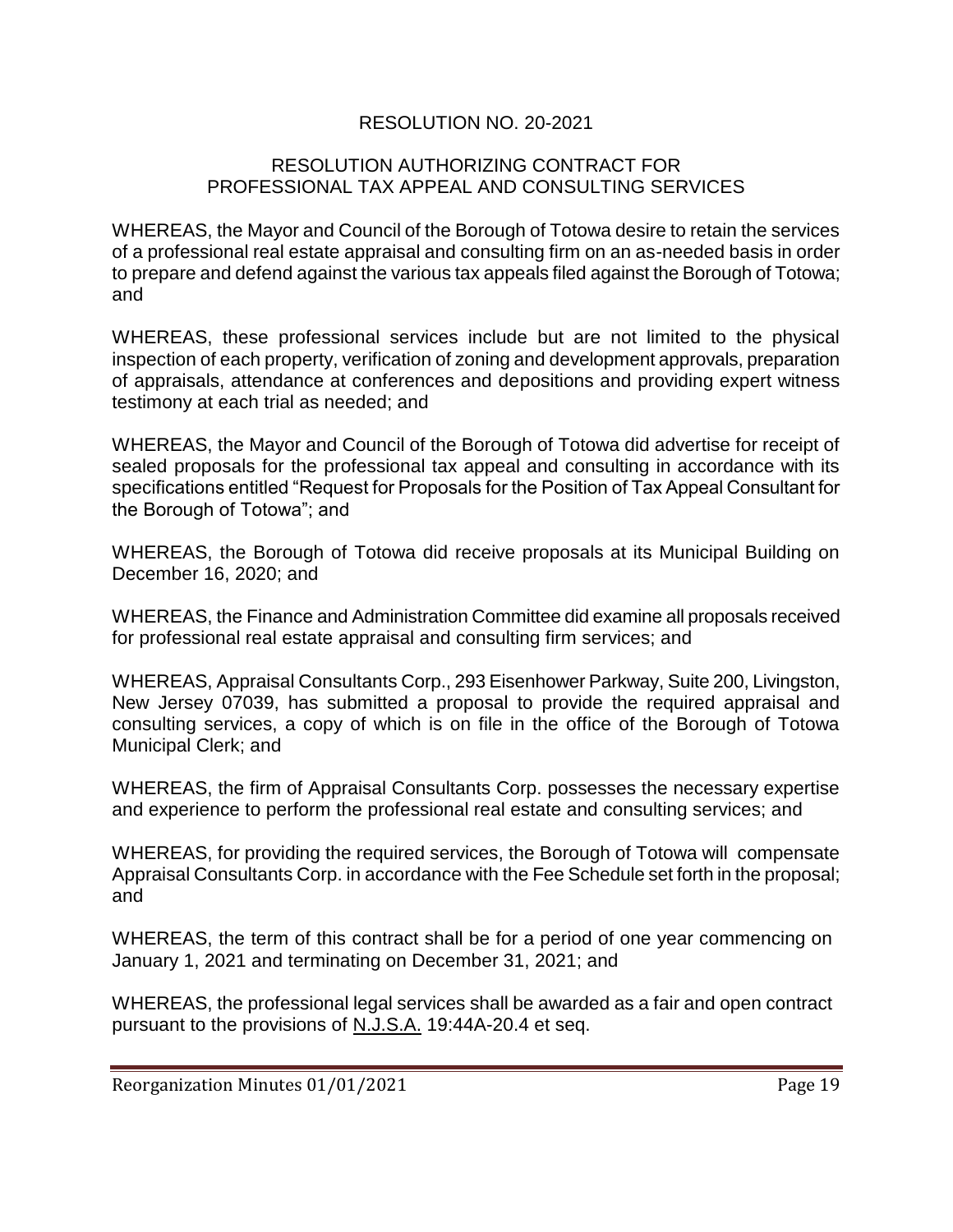## RESOLUTION NO. 20-2021

### RESOLUTION AUTHORIZING CONTRACT FOR PROFESSIONAL TAX APPEAL AND CONSULTING SERVICES

WHEREAS, the Mayor and Council of the Borough of Totowa desire to retain the services of a professional real estate appraisal and consulting firm on an as-needed basis in order to prepare and defend against the various tax appeals filed against the Borough of Totowa; and

WHEREAS, these professional services include but are not limited to the physical inspection of each property, verification of zoning and development approvals, preparation of appraisals, attendance at conferences and depositions and providing expert witness testimony at each trial as needed; and

WHEREAS, the Mayor and Council of the Borough of Totowa did advertise for receipt of sealed proposals for the professional tax appeal and consulting in accordance with its specifications entitled "Request for Proposals for the Position of Tax Appeal Consultant for the Borough of Totowa"; and

WHEREAS, the Borough of Totowa did receive proposals at its Municipal Building on December 16, 2020; and

WHEREAS, the Finance and Administration Committee did examine all proposals received for professional real estate appraisal and consulting firm services; and

WHEREAS, Appraisal Consultants Corp., 293 Eisenhower Parkway, Suite 200, Livingston, New Jersey 07039, has submitted a proposal to provide the required appraisal and consulting services, a copy of which is on file in the office of the Borough of Totowa Municipal Clerk; and

WHEREAS, the firm of Appraisal Consultants Corp. possesses the necessary expertise and experience to perform the professional real estate and consulting services; and

WHEREAS, for providing the required services, the Borough of Totowa will compensate Appraisal Consultants Corp. in accordance with the Fee Schedule set forth in the proposal; and

WHEREAS, the term of this contract shall be for a period of one year commencing on January 1, 2021 and terminating on December 31, 2021; and

WHEREAS, the professional legal services shall be awarded as a fair and open contract pursuant to the provisions of N.J.S.A. 19:44A-20.4 et seq.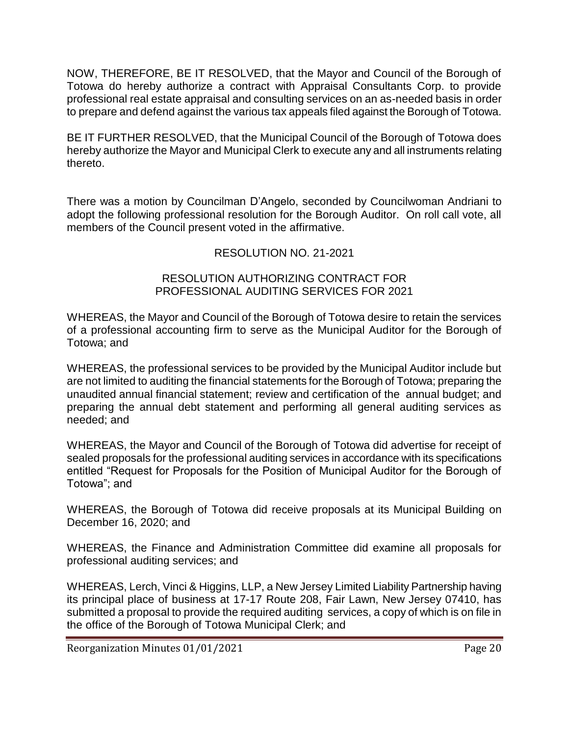NOW, THEREFORE, BE IT RESOLVED, that the Mayor and Council of the Borough of Totowa do hereby authorize a contract with Appraisal Consultants Corp. to provide professional real estate appraisal and consulting services on an as-needed basis in order to prepare and defend against the various tax appeals filed against the Borough of Totowa.

BE IT FURTHER RESOLVED, that the Municipal Council of the Borough of Totowa does hereby authorize the Mayor and Municipal Clerk to execute any and all instruments relating thereto.

There was a motion by Councilman D'Angelo, seconded by Councilwoman Andriani to adopt the following professional resolution for the Borough Auditor. On roll call vote, all members of the Council present voted in the affirmative.

RESOLUTION NO. 21-2021

RESOLUTION AUTHORIZING CONTRACT FOR PROFESSIONAL AUDITING SERVICES FOR 2021

WHEREAS, the Mayor and Council of the Borough of Totowa desire to retain the services of a professional accounting firm to serve as the Municipal Auditor for the Borough of Totowa; and

WHEREAS, the professional services to be provided by the Municipal Auditor include but are not limited to auditing the financial statements for the Borough of Totowa; preparing the unaudited annual financial statement; review and certification of the annual budget; and preparing the annual debt statement and performing all general auditing services as needed; and

WHEREAS, the Mayor and Council of the Borough of Totowa did advertise for receipt of sealed proposals for the professional auditing services in accordance with its specifications entitled "Request for Proposals for the Position of Municipal Auditor for the Borough of Totowa"; and

WHEREAS, the Borough of Totowa did receive proposals at its Municipal Building on December 16, 2020; and

WHEREAS, the Finance and Administration Committee did examine all proposals for professional auditing services; and

WHEREAS, Lerch, Vinci & Higgins, LLP, a New Jersey Limited Liability Partnership having its principal place of business at 17-17 Route 208, Fair Lawn, New Jersey 07410, has submitted a proposal to provide the required auditing services, a copy of which is on file in the office of the Borough of Totowa Municipal Clerk; and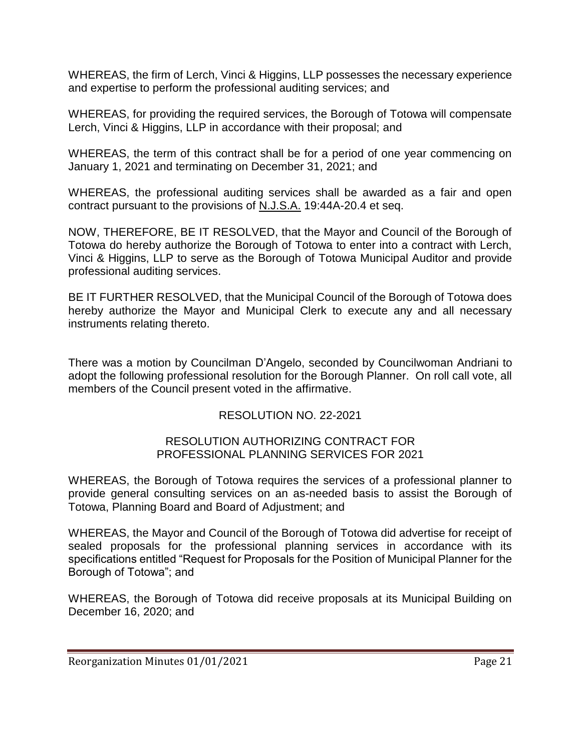WHEREAS, the firm of Lerch, Vinci & Higgins, LLP possesses the necessary experience and expertise to perform the professional auditing services; and

WHEREAS, for providing the required services, the Borough of Totowa will compensate Lerch, Vinci & Higgins, LLP in accordance with their proposal; and

WHEREAS, the term of this contract shall be for a period of one year commencing on January 1, 2021 and terminating on December 31, 2021; and

WHEREAS, the professional auditing services shall be awarded as a fair and open contract pursuant to the provisions of N.J.S.A. 19:44A-20.4 et seq.

NOW, THEREFORE, BE IT RESOLVED, that the Mayor and Council of the Borough of Totowa do hereby authorize the Borough of Totowa to enter into a contract with Lerch, Vinci & Higgins, LLP to serve as the Borough of Totowa Municipal Auditor and provide professional auditing services.

BE IT FURTHER RESOLVED, that the Municipal Council of the Borough of Totowa does hereby authorize the Mayor and Municipal Clerk to execute any and all necessary instruments relating thereto.

There was a motion by Councilman D'Angelo, seconded by Councilwoman Andriani to adopt the following professional resolution for the Borough Planner. On roll call vote, all members of the Council present voted in the affirmative.

RESOLUTION NO. 22-2021

RESOLUTION AUTHORIZING CONTRACT FOR PROFESSIONAL PLANNING SERVICES FOR 2021

WHEREAS, the Borough of Totowa requires the services of a professional planner to provide general consulting services on an as-needed basis to assist the Borough of Totowa, Planning Board and Board of Adjustment; and

WHEREAS, the Mayor and Council of the Borough of Totowa did advertise for receipt of sealed proposals for the professional planning services in accordance with its specifications entitled "Request for Proposals for the Position of Municipal Planner for the Borough of Totowa"; and

WHEREAS, the Borough of Totowa did receive proposals at its Municipal Building on December 16, 2020; and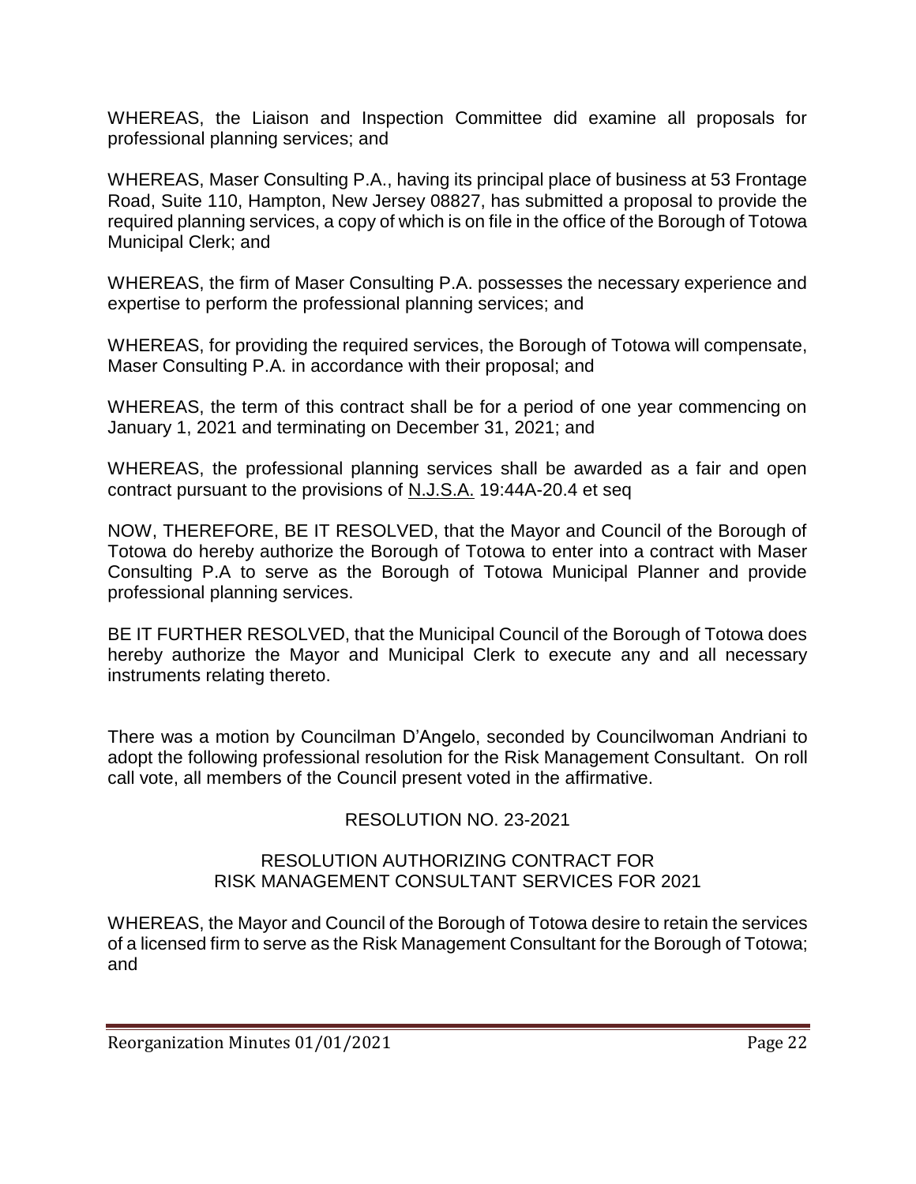WHEREAS, the Liaison and Inspection Committee did examine all proposals for professional planning services; and

WHEREAS, Maser Consulting P.A., having its principal place of business at 53 Frontage Road, Suite 110, Hampton, New Jersey 08827, has submitted a proposal to provide the required planning services, a copy of which is on file in the office of the Borough of Totowa Municipal Clerk; and

WHEREAS, the firm of Maser Consulting P.A. possesses the necessary experience and expertise to perform the professional planning services; and

WHEREAS, for providing the required services, the Borough of Totowa will compensate, Maser Consulting P.A. in accordance with their proposal; and

WHEREAS, the term of this contract shall be for a period of one year commencing on January 1, 2021 and terminating on December 31, 2021; and

WHEREAS, the professional planning services shall be awarded as a fair and open contract pursuant to the provisions of N.J.S.A. 19:44A-20.4 et seq

NOW, THEREFORE, BE IT RESOLVED, that the Mayor and Council of the Borough of Totowa do hereby authorize the Borough of Totowa to enter into a contract with Maser Consulting P.A to serve as the Borough of Totowa Municipal Planner and provide professional planning services.

BE IT FURTHER RESOLVED, that the Municipal Council of the Borough of Totowa does hereby authorize the Mayor and Municipal Clerk to execute any and all necessary instruments relating thereto.

There was a motion by Councilman D'Angelo, seconded by Councilwoman Andriani to adopt the following professional resolution for the Risk Management Consultant. On roll call vote, all members of the Council present voted in the affirmative.

RESOLUTION NO. 23-2021

RESOLUTION AUTHORIZING CONTRACT FOR
RISK MANAGEMENT CONSULTANT SERVICES FOR 2021

WHEREAS, the Mayor and Council of the Borough of Totowa desire to retain the services of a licensed firm to serve as the Risk Management Consultant for the Borough of Totowa; and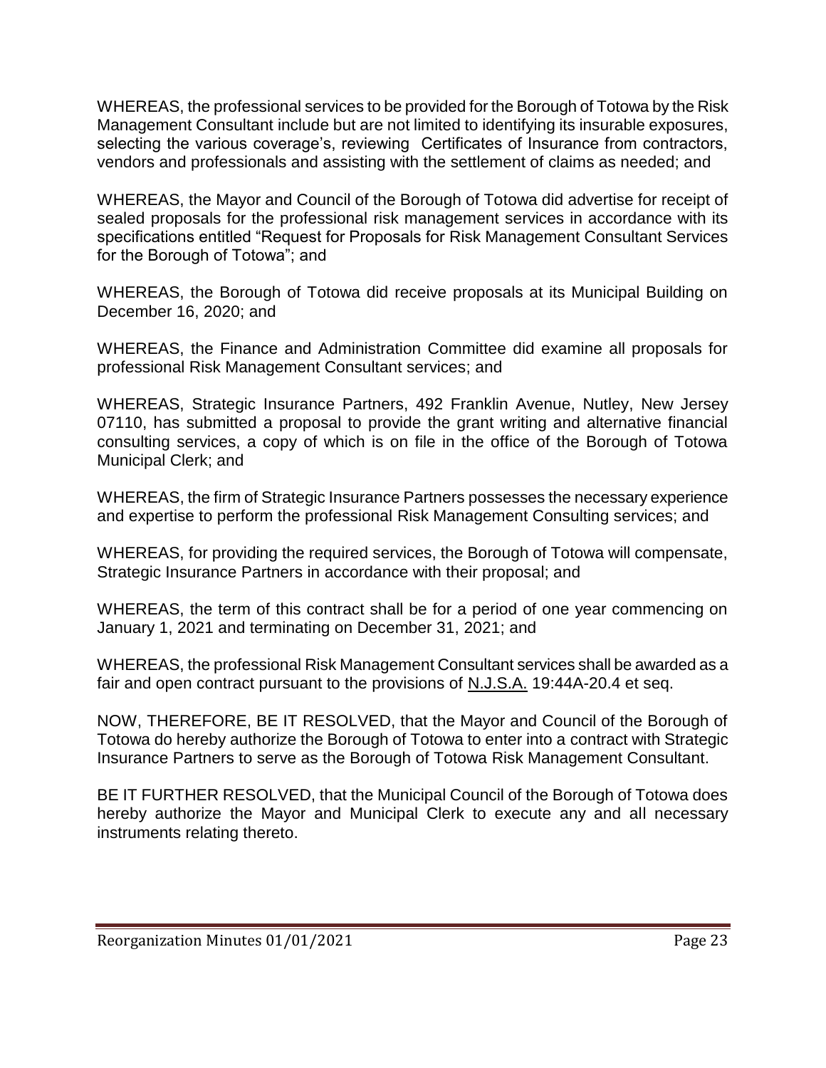WHEREAS, the professional services to be provided for the Borough of Totowa by the Risk Management Consultant include but are not limited to identifying its insurable exposures, selecting the various coverage's, reviewing Certificates of Insurance from contractors, vendors and professionals and assisting with the settlement of claims as needed; and

WHEREAS, the Mayor and Council of the Borough of Totowa did advertise for receipt of sealed proposals for the professional risk management services in accordance with its specifications entitled "Request for Proposals for Risk Management Consultant Services for the Borough of Totowa"; and

WHEREAS, the Borough of Totowa did receive proposals at its Municipal Building on December 16, 2020; and

WHEREAS, the Finance and Administration Committee did examine all proposals for professional Risk Management Consultant services; and

WHEREAS, Strategic Insurance Partners, 492 Franklin Avenue, Nutley, New Jersey 07110, has submitted a proposal to provide the grant writing and alternative financial consulting services, a copy of which is on file in the office of the Borough of Totowa Municipal Clerk; and

WHEREAS, the firm of Strategic Insurance Partners possesses the necessary experience and expertise to perform the professional Risk Management Consulting services; and

WHEREAS, for providing the required services, the Borough of Totowa will compensate, Strategic Insurance Partners in accordance with their proposal; and

WHEREAS, the term of this contract shall be for a period of one year commencing on January 1, 2021 and terminating on December 31, 2021; and

WHEREAS, the professional Risk Management Consultant services shall be awarded as a fair and open contract pursuant to the provisions of N.J.S.A. 19:44A-20.4 et seq.

NOW, THEREFORE, BE IT RESOLVED, that the Mayor and Council of the Borough of Totowa do hereby authorize the Borough of Totowa to enter into a contract with Strategic Insurance Partners to serve as the Borough of Totowa Risk Management Consultant.

BE IT FURTHER RESOLVED, that the Municipal Council of the Borough of Totowa does hereby authorize the Mayor and Municipal Clerk to execute any and all necessary instruments relating thereto.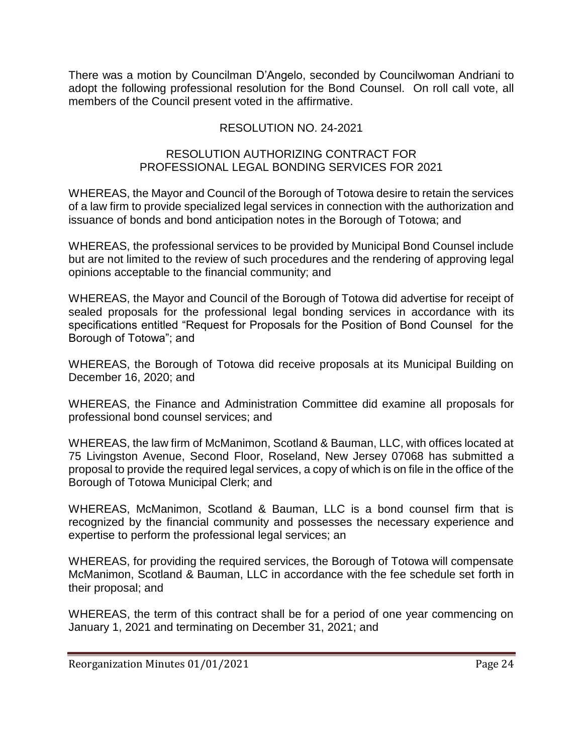There was a motion by Councilman D'Angelo, seconded by Councilwoman Andriani to adopt the following professional resolution for the Bond Counsel. On roll call vote, all members of the Council present voted in the affirmative.

RESOLUTION NO. 24-2021

RESOLUTION AUTHORIZING CONTRACT FOR
PROFESSIONAL LEGAL BONDING SERVICES FOR 2021

WHEREAS, the Mayor and Council of the Borough of Totowa desire to retain the services of a law firm to provide specialized legal services in connection with the authorization and issuance of bonds and bond anticipation notes in the Borough of Totowa; and

WHEREAS, the professional services to be provided by Municipal Bond Counsel include but are not limited to the review of such procedures and the rendering of approving legal opinions acceptable to the financial community; and

WHEREAS, the Mayor and Council of the Borough of Totowa did advertise for receipt of sealed proposals for the professional legal bonding services in accordance with its specifications entitled "Request for Proposals for the Position of Bond Counsel for the Borough of Totowa"; and

WHEREAS, the Borough of Totowa did receive proposals at its Municipal Building on December 16, 2020; and

WHEREAS, the Finance and Administration Committee did examine all proposals for professional bond counsel services; and

WHEREAS, the law firm of McManimon, Scotland & Bauman, LLC, with offices located at 75 Livingston Avenue, Second Floor, Roseland, New Jersey 07068 has submitted a proposal to provide the required legal services, a copy of which is on file in the office of the Borough of Totowa Municipal Clerk; and

WHEREAS, McManimon, Scotland & Bauman, LLC is a bond counsel firm that is recognized by the financial community and possesses the necessary experience and expertise to perform the professional legal services; an

WHEREAS, for providing the required services, the Borough of Totowa will compensate McManimon, Scotland & Bauman, LLC in accordance with the fee schedule set forth in their proposal; and

WHEREAS, the term of this contract shall be for a period of one year commencing on January 1, 2021 and terminating on December 31, 2021; and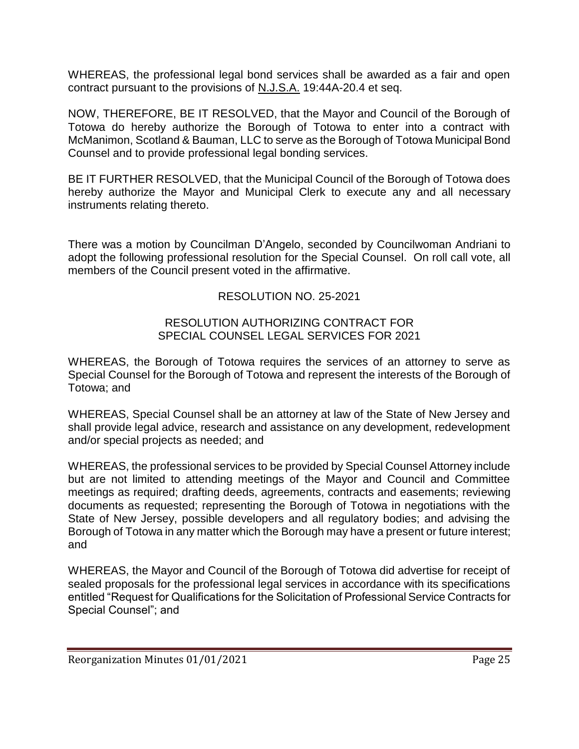WHEREAS, the professional legal bond services shall be awarded as a fair and open contract pursuant to the provisions of N.J.S.A. 19:44A-20.4 et seq.

NOW, THEREFORE, BE IT RESOLVED, that the Mayor and Council of the Borough of Totowa do hereby authorize the Borough of Totowa to enter into a contract with McManimon, Scotland & Bauman, LLC to serve as the Borough of Totowa Municipal Bond Counsel and to provide professional legal bonding services.

BE IT FURTHER RESOLVED, that the Municipal Council of the Borough of Totowa does hereby authorize the Mayor and Municipal Clerk to execute any and all necessary instruments relating thereto.

There was a motion by Councilman D'Angelo, seconded by Councilwoman Andriani to adopt the following professional resolution for the Special Counsel. On roll call vote, all members of the Council present voted in the affirmative.

RESOLUTION NO. 25-2021

RESOLUTION AUTHORIZING CONTRACT FOR SPECIAL COUNSEL LEGAL SERVICES FOR 2021

WHEREAS, the Borough of Totowa requires the services of an attorney to serve as Special Counsel for the Borough of Totowa and represent the interests of the Borough of Totowa; and

WHEREAS, Special Counsel shall be an attorney at law of the State of New Jersey and shall provide legal advice, research and assistance on any development, redevelopment and/or special projects as needed; and

WHEREAS, the professional services to be provided by Special Counsel Attorney include but are not limited to attending meetings of the Mayor and Council and Committee meetings as required; drafting deeds, agreements, contracts and easements; reviewing documents as requested; representing the Borough of Totowa in negotiations with the State of New Jersey, possible developers and all regulatory bodies; and advising the Borough of Totowa in any matter which the Borough may have a present or future interest; and

WHEREAS, the Mayor and Council of the Borough of Totowa did advertise for receipt of sealed proposals for the professional legal services in accordance with its specifications entitled "Request for Qualifications for the Solicitation of Professional Service Contracts for Special Counsel"; and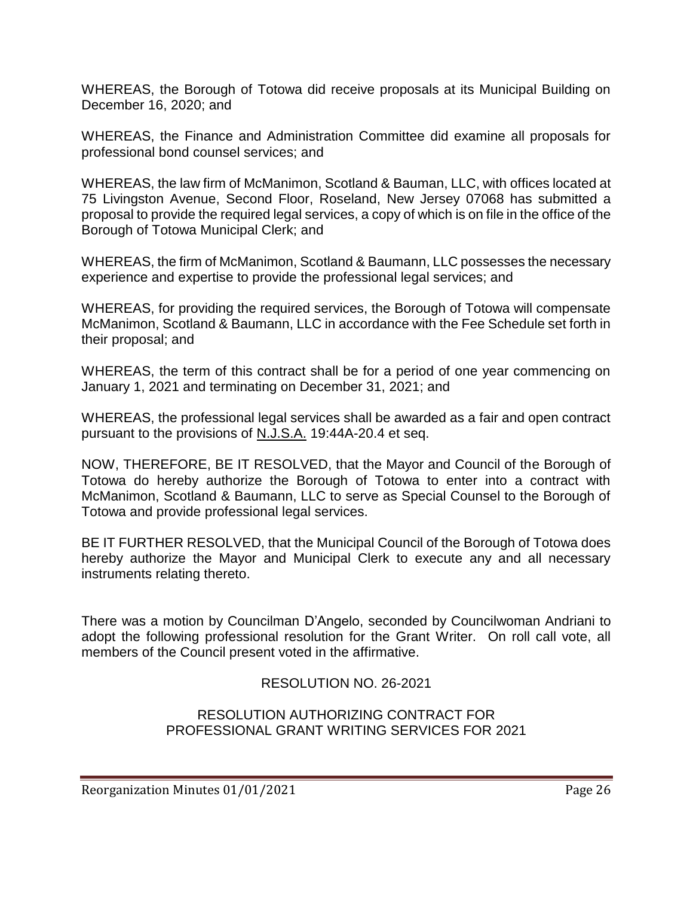WHEREAS, the Borough of Totowa did receive proposals at its Municipal Building on December 16, 2020; and

WHEREAS, the Finance and Administration Committee did examine all proposals for professional bond counsel services; and

WHEREAS, the law firm of McManimon, Scotland & Bauman, LLC, with offices located at 75 Livingston Avenue, Second Floor, Roseland, New Jersey 07068 has submitted a proposal to provide the required legal services, a copy of which is on file in the office of the Borough of Totowa Municipal Clerk; and

WHEREAS, the firm of McManimon, Scotland & Baumann, LLC possesses the necessary experience and expertise to provide the professional legal services; and

WHEREAS, for providing the required services, the Borough of Totowa will compensate McManimon, Scotland & Baumann, LLC in accordance with the Fee Schedule set forth in their proposal; and

WHEREAS, the term of this contract shall be for a period of one year commencing on January 1, 2021 and terminating on December 31, 2021; and

WHEREAS, the professional legal services shall be awarded as a fair and open contract pursuant to the provisions of N.J.S.A. 19:44A-20.4 et seq.

NOW, THEREFORE, BE IT RESOLVED, that the Mayor and Council of the Borough of Totowa do hereby authorize the Borough of Totowa to enter into a contract with McManimon, Scotland & Baumann, LLC to serve as Special Counsel to the Borough of Totowa and provide professional legal services.

BE IT FURTHER RESOLVED, that the Municipal Council of the Borough of Totowa does hereby authorize the Mayor and Municipal Clerk to execute any and all necessary instruments relating thereto.

There was a motion by Councilman D'Angelo, seconded by Councilwoman Andriani to adopt the following professional resolution for the Grant Writer. On roll call vote, all members of the Council present voted in the affirmative.

RESOLUTION NO. 26-2021

RESOLUTION AUTHORIZING CONTRACT FOR PROFESSIONAL GRANT WRITING SERVICES FOR 2021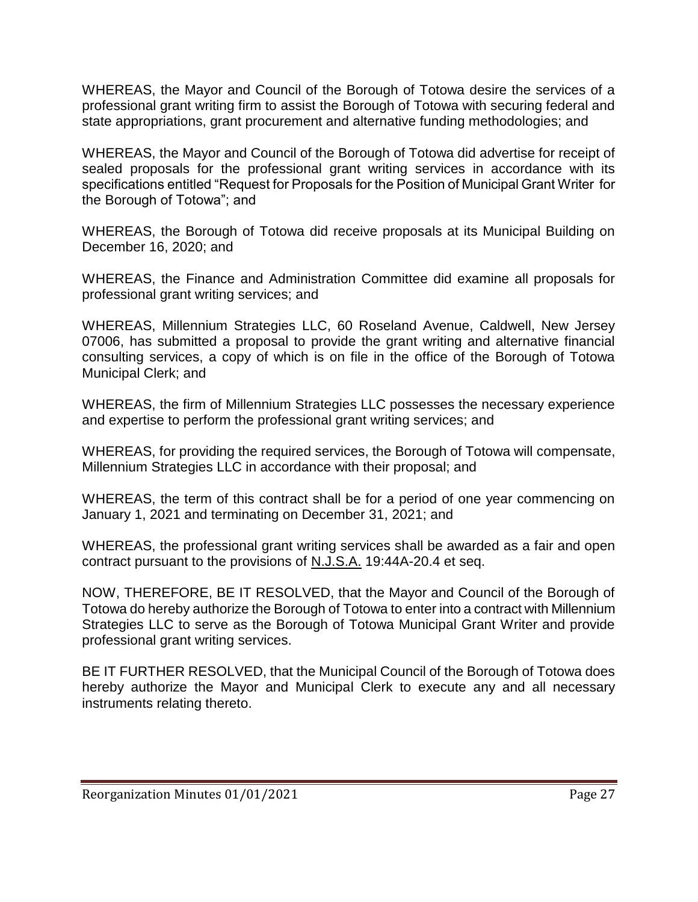WHEREAS, the Mayor and Council of the Borough of Totowa desire the services of a professional grant writing firm to assist the Borough of Totowa with securing federal and state appropriations, grant procurement and alternative funding methodologies; and

WHEREAS, the Mayor and Council of the Borough of Totowa did advertise for receipt of sealed proposals for the professional grant writing services in accordance with its specifications entitled "Request for Proposals for the Position of Municipal Grant Writer for the Borough of Totowa"; and

WHEREAS, the Borough of Totowa did receive proposals at its Municipal Building on December 16, 2020; and

WHEREAS, the Finance and Administration Committee did examine all proposals for professional grant writing services; and

WHEREAS, Millennium Strategies LLC, 60 Roseland Avenue, Caldwell, New Jersey 07006, has submitted a proposal to provide the grant writing and alternative financial consulting services, a copy of which is on file in the office of the Borough of Totowa Municipal Clerk; and

WHEREAS, the firm of Millennium Strategies LLC possesses the necessary experience and expertise to perform the professional grant writing services; and

WHEREAS, for providing the required services, the Borough of Totowa will compensate, Millennium Strategies LLC in accordance with their proposal; and

WHEREAS, the term of this contract shall be for a period of one year commencing on January 1, 2021 and terminating on December 31, 2021; and

WHEREAS, the professional grant writing services shall be awarded as a fair and open contract pursuant to the provisions of N.J.S.A. 19:44A-20.4 et seq.

NOW, THEREFORE, BE IT RESOLVED, that the Mayor and Council of the Borough of Totowa do hereby authorize the Borough of Totowa to enter into a contract with Millennium Strategies LLC to serve as the Borough of Totowa Municipal Grant Writer and provide professional grant writing services.

BE IT FURTHER RESOLVED, that the Municipal Council of the Borough of Totowa does hereby authorize the Mayor and Municipal Clerk to execute any and all necessary instruments relating thereto.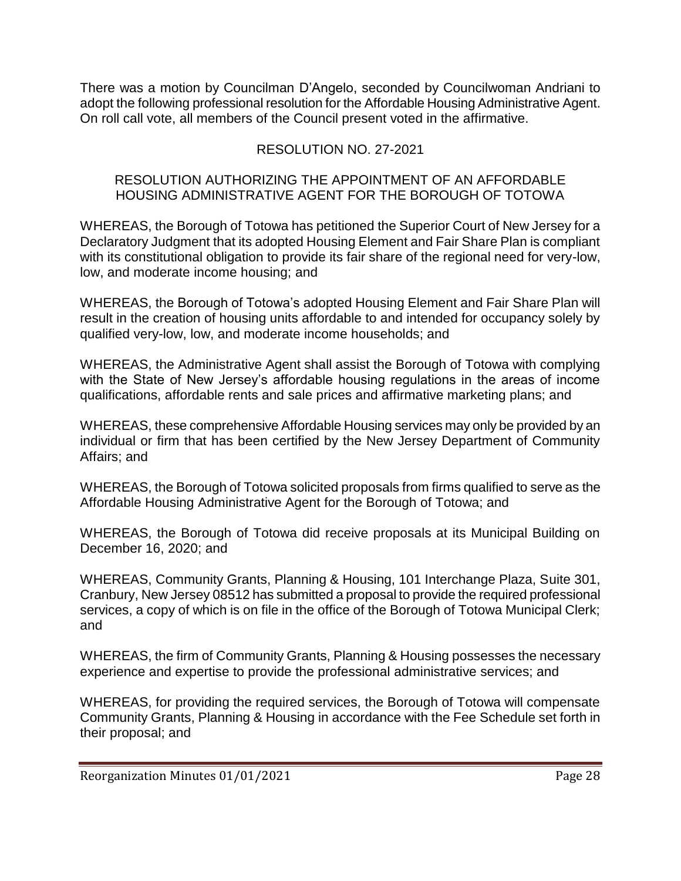There was a motion by Councilman D'Angelo, seconded by Councilwoman Andriani to adopt the following professional resolution for the Affordable Housing Administrative Agent. On roll call vote, all members of the Council present voted in the affirmative.

RESOLUTION NO. 27-2021

RESOLUTION AUTHORIZING THE APPOINTMENT OF AN AFFORDABLE HOUSING ADMINISTRATIVE AGENT FOR THE BOROUGH OF TOTOWA

WHEREAS, the Borough of Totowa has petitioned the Superior Court of New Jersey for a Declaratory Judgment that its adopted Housing Element and Fair Share Plan is compliant with its constitutional obligation to provide its fair share of the regional need for very-low, low, and moderate income housing; and

WHEREAS, the Borough of Totowa's adopted Housing Element and Fair Share Plan will result in the creation of housing units affordable to and intended for occupancy solely by qualified very-low, low, and moderate income households; and

WHEREAS, the Administrative Agent shall assist the Borough of Totowa with complying with the State of New Jersey's affordable housing regulations in the areas of income qualifications, affordable rents and sale prices and affirmative marketing plans; and

WHEREAS, these comprehensive Affordable Housing services may only be provided by an individual or firm that has been certified by the New Jersey Department of Community Affairs; and

WHEREAS, the Borough of Totowa solicited proposals from firms qualified to serve as the Affordable Housing Administrative Agent for the Borough of Totowa; and

WHEREAS, the Borough of Totowa did receive proposals at its Municipal Building on December 16, 2020; and

WHEREAS, Community Grants, Planning & Housing, 101 Interchange Plaza, Suite 301, Cranbury, New Jersey 08512 has submitted a proposal to provide the required professional services, a copy of which is on file in the office of the Borough of Totowa Municipal Clerk; and

WHEREAS, the firm of Community Grants, Planning & Housing possesses the necessary experience and expertise to provide the professional administrative services; and

WHEREAS, for providing the required services, the Borough of Totowa will compensate Community Grants, Planning & Housing in accordance with the Fee Schedule set forth in their proposal; and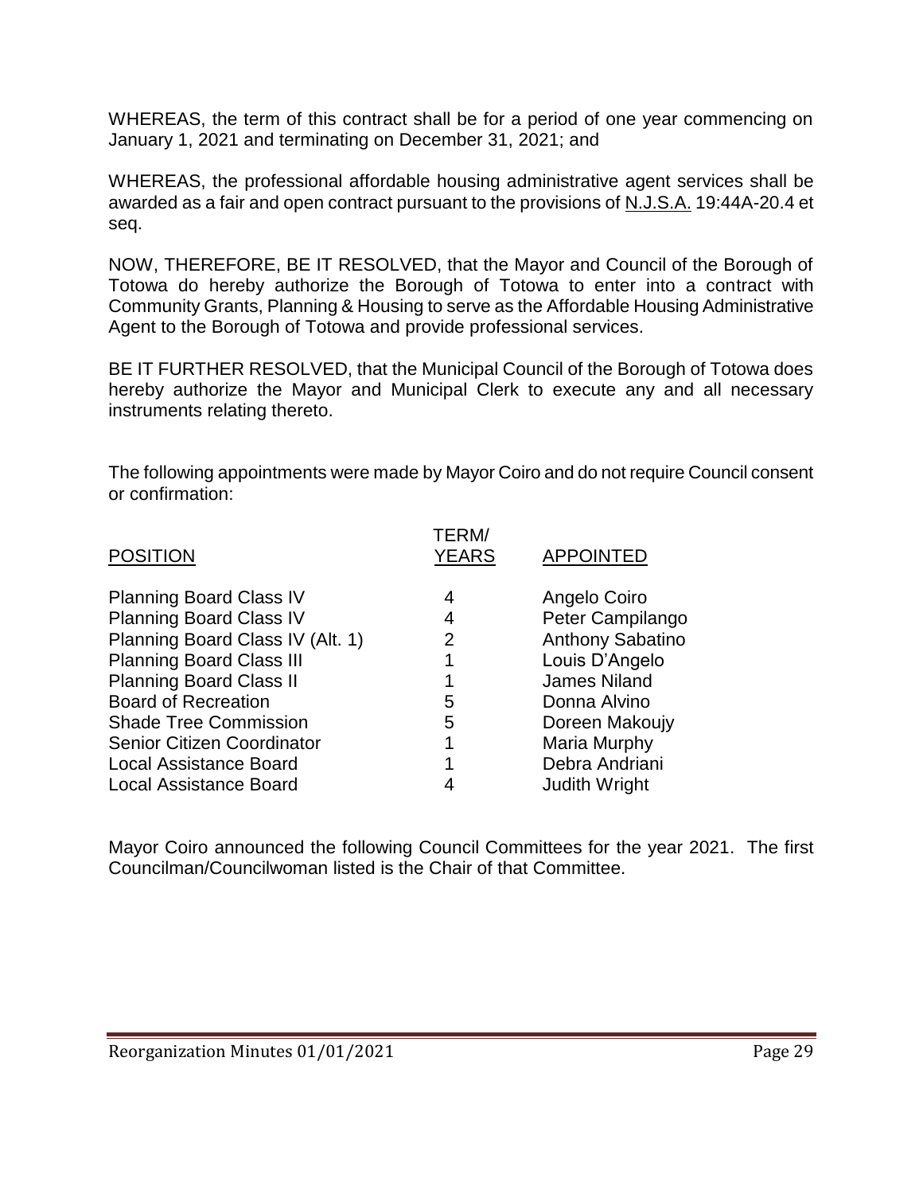WHEREAS, the term of this contract shall be for a period of one year commencing on January 1, 2021 and terminating on December 31, 2021; and

WHEREAS, the professional affordable housing administrative agent services shall be awarded as a fair and open contract pursuant to the provisions of N.J.S.A. 19:44A-20.4 et seq.

NOW, THEREFORE, BE IT RESOLVED, that the Mayor and Council of the Borough of Totowa do hereby authorize the Borough of Totowa to enter into a contract with Community Grants, Planning & Housing to serve as the Affordable Housing Administrative Agent to the Borough of Totowa and provide professional services.

BE IT FURTHER RESOLVED, that the Municipal Council of the Borough of Totowa does hereby authorize the Mayor and Municipal Clerk to execute any and all necessary instruments relating thereto.

The following appointments were made by Mayor Coiro and do not require Council consent or confirmation:

| POSITION | TERM/ YEARS | APPOINTED |
|---|---|---|
| Planning Board Class IV | 4 | Angelo Coiro |
| Planning Board Class IV | 4 | Peter Campilango |
| Planning Board Class IV (Alt. 1) | 2 | Anthony Sabatino |
| Planning Board Class III | 1 | Louis D'Angelo |
| Planning Board Class II | 1 | James Niland |
| Board of Recreation | 5 | Donna Alvino |
| Shade Tree Commission | 5 | Doreen Makoujy |
| Senior Citizen Coordinator | 1 | Maria Murphy |
| Local Assistance Board | 1 | Debra Andriani |
| Local Assistance Board | 4 | Judith Wright |

Mayor Coiro announced the following Council Committees for the year 2021. The first Councilman/Councilwoman listed is the Chair of that Committee.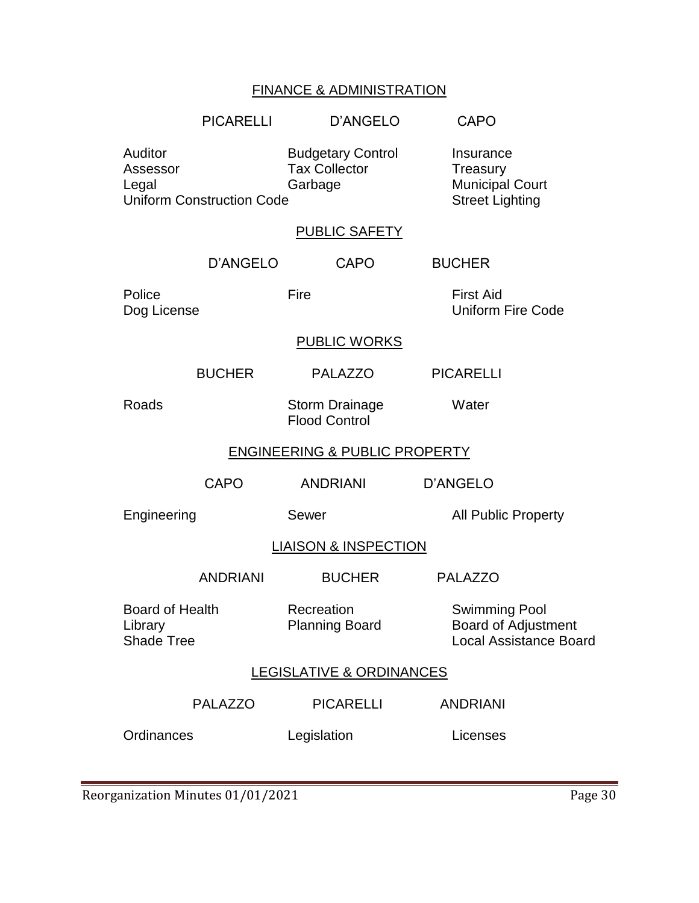## FINANCE & ADMINISTRATION

| PICARELLI | D'ANGELO | CAPO |
|---|---|---|
| Auditor | Budgetary Control | Insurance |
| Assessor | Tax Collector | Treasury |
| Legal | Garbage | Municipal Court |
| Uniform Construction Code | | Street Lighting |

## PUBLIC SAFETY

| D'ANGELO | CAPO | BUCHER |
|---|---|---|
| Police | Fire | First Aid |
| Dog License | | Uniform Fire Code |

## PUBLIC WORKS

| BUCHER | PALAZZO | PICARELLI |
|---|---|---|
| Roads | Storm Drainage | Water |
| | Flood Control | |

## ENGINEERING & PUBLIC PROPERTY

| CAPO | ANDRIANI | D'ANGELO |
|---|---|---|
| Engineering | Sewer | All Public Property |

## LIAISON & INSPECTION

| ANDRIANI | BUCHER | PALAZZO |
|---|---|---|
| Board of Health | Recreation | Swimming Pool |
| Library | Planning Board | Board of Adjustment |
| Shade Tree | | Local Assistance Board |

## LEGISLATIVE & ORDINANCES

| PALAZZO | PICARELLI | ANDRIANI |
|---|---|---|
| Ordinances | Legislation | Licenses |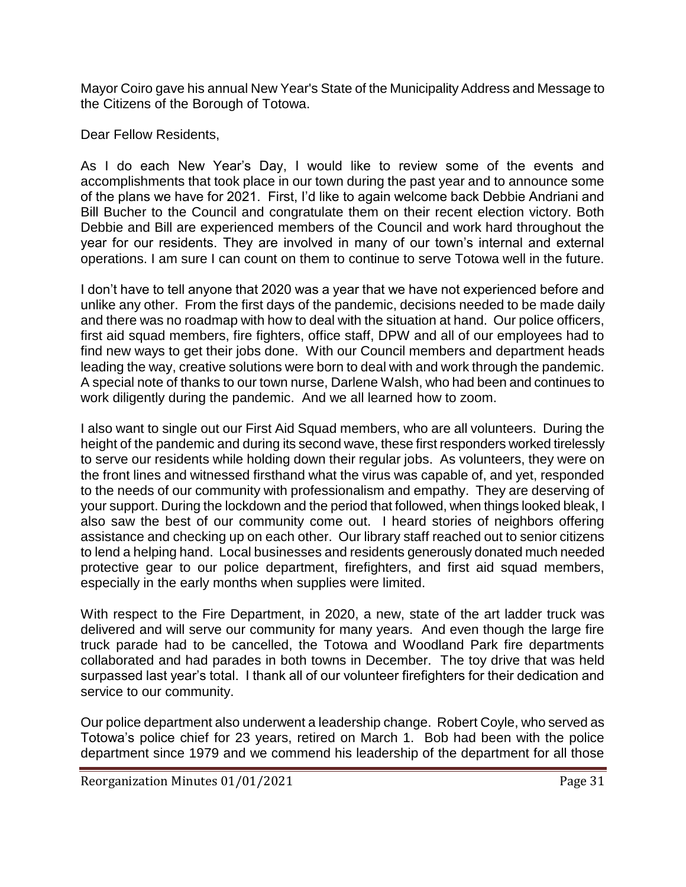Mayor Coiro gave his annual New Year's State of the Municipality Address and Message to the Citizens of the Borough of Totowa.

Dear Fellow Residents,

As I do each New Year's Day, I would like to review some of the events and accomplishments that took place in our town during the past year and to announce some of the plans we have for 2021. First, I'd like to again welcome back Debbie Andriani and Bill Bucher to the Council and congratulate them on their recent election victory. Both Debbie and Bill are experienced members of the Council and work hard throughout the year for our residents. They are involved in many of our town's internal and external operations. I am sure I can count on them to continue to serve Totowa well in the future.

I don't have to tell anyone that 2020 was a year that we have not experienced before and unlike any other. From the first days of the pandemic, decisions needed to be made daily and there was no roadmap with how to deal with the situation at hand. Our police officers, first aid squad members, fire fighters, office staff, DPW and all of our employees had to find new ways to get their jobs done. With our Council members and department heads leading the way, creative solutions were born to deal with and work through the pandemic. A special note of thanks to our town nurse, Darlene Walsh, who had been and continues to work diligently during the pandemic. And we all learned how to zoom.

I also want to single out our First Aid Squad members, who are all volunteers. During the height of the pandemic and during its second wave, these first responders worked tirelessly to serve our residents while holding down their regular jobs. As volunteers, they were on the front lines and witnessed firsthand what the virus was capable of, and yet, responded to the needs of our community with professionalism and empathy. They are deserving of your support. During the lockdown and the period that followed, when things looked bleak, I also saw the best of our community come out. I heard stories of neighbors offering assistance and checking up on each other. Our library staff reached out to senior citizens to lend a helping hand. Local businesses and residents generously donated much needed protective gear to our police department, firefighters, and first aid squad members, especially in the early months when supplies were limited.

With respect to the Fire Department, in 2020, a new, state of the art ladder truck was delivered and will serve our community for many years. And even though the large fire truck parade had to be cancelled, the Totowa and Woodland Park fire departments collaborated and had parades in both towns in December. The toy drive that was held surpassed last year's total. I thank all of our volunteer firefighters for their dedication and service to our community.

Our police department also underwent a leadership change. Robert Coyle, who served as Totowa's police chief for 23 years, retired on March 1. Bob had been with the police department since 1979 and we commend his leadership of the department for all those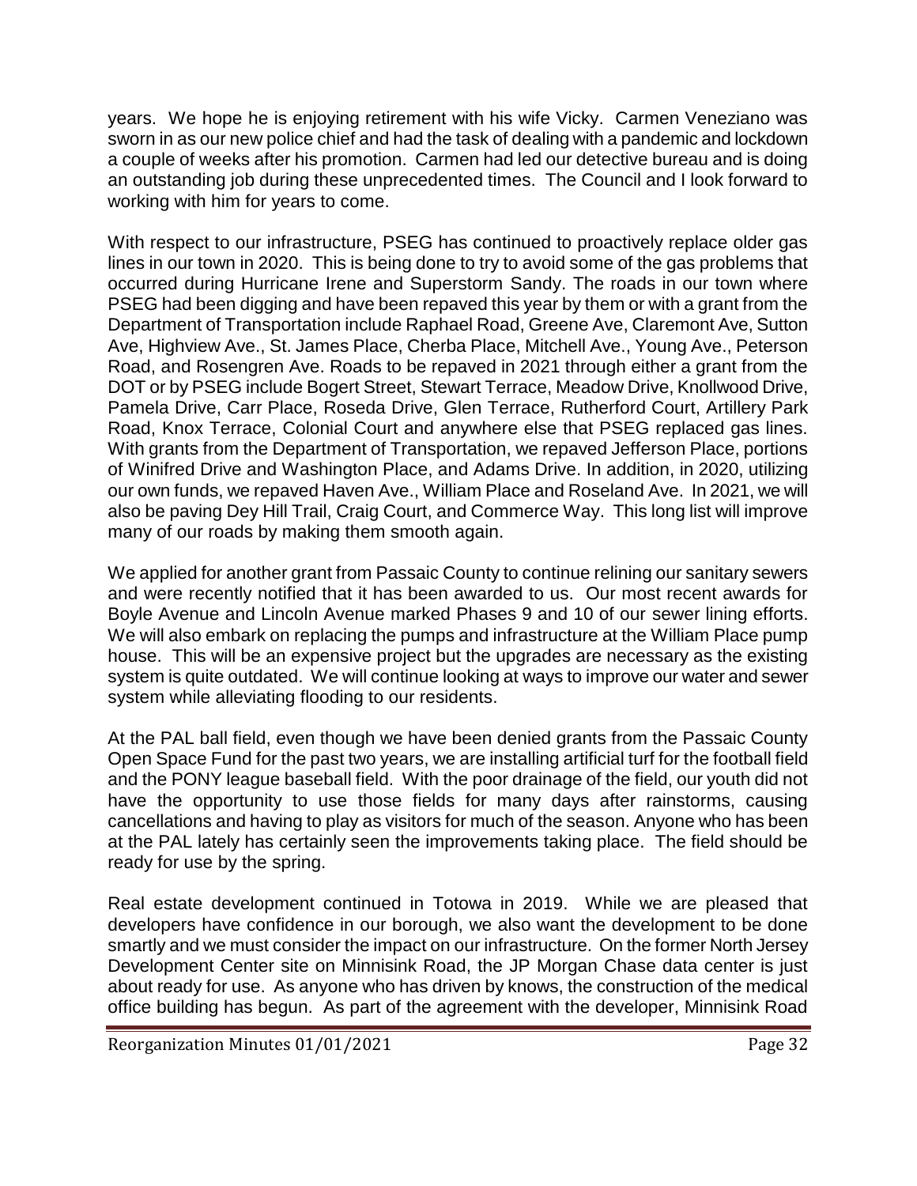years. We hope he is enjoying retirement with his wife Vicky. Carmen Veneziano was sworn in as our new police chief and had the task of dealing with a pandemic and lockdown a couple of weeks after his promotion. Carmen had led our detective bureau and is doing an outstanding job during these unprecedented times. The Council and I look forward to working with him for years to come.

With respect to our infrastructure, PSEG has continued to proactively replace older gas lines in our town in 2020. This is being done to try to avoid some of the gas problems that occurred during Hurricane Irene and Superstorm Sandy. The roads in our town where PSEG had been digging and have been repaved this year by them or with a grant from the Department of Transportation include Raphael Road, Greene Ave, Claremont Ave, Sutton Ave, Highview Ave., St. James Place, Cherba Place, Mitchell Ave., Young Ave., Peterson Road, and Rosengren Ave. Roads to be repaved in 2021 through either a grant from the DOT or by PSEG include Bogert Street, Stewart Terrace, Meadow Drive, Knollwood Drive, Pamela Drive, Carr Place, Roseda Drive, Glen Terrace, Rutherford Court, Artillery Park Road, Knox Terrace, Colonial Court and anywhere else that PSEG replaced gas lines. With grants from the Department of Transportation, we repaved Jefferson Place, portions of Winifred Drive and Washington Place, and Adams Drive. In addition, in 2020, utilizing our own funds, we repaved Haven Ave., William Place and Roseland Ave. In 2021, we will also be paving Dey Hill Trail, Craig Court, and Commerce Way. This long list will improve many of our roads by making them smooth again.

We applied for another grant from Passaic County to continue relining our sanitary sewers and were recently notified that it has been awarded to us. Our most recent awards for Boyle Avenue and Lincoln Avenue marked Phases 9 and 10 of our sewer lining efforts. We will also embark on replacing the pumps and infrastructure at the William Place pump house. This will be an expensive project but the upgrades are necessary as the existing system is quite outdated. We will continue looking at ways to improve our water and sewer system while alleviating flooding to our residents.

At the PAL ball field, even though we have been denied grants from the Passaic County Open Space Fund for the past two years, we are installing artificial turf for the football field and the PONY league baseball field. With the poor drainage of the field, our youth did not have the opportunity to use those fields for many days after rainstorms, causing cancellations and having to play as visitors for much of the season. Anyone who has been at the PAL lately has certainly seen the improvements taking place. The field should be ready for use by the spring.

Real estate development continued in Totowa in 2019. While we are pleased that developers have confidence in our borough, we also want the development to be done smartly and we must consider the impact on our infrastructure. On the former North Jersey Development Center site on Minnisink Road, the JP Morgan Chase data center is just about ready for use. As anyone who has driven by knows, the construction of the medical office building has begun. As part of the agreement with the developer, Minnisink Road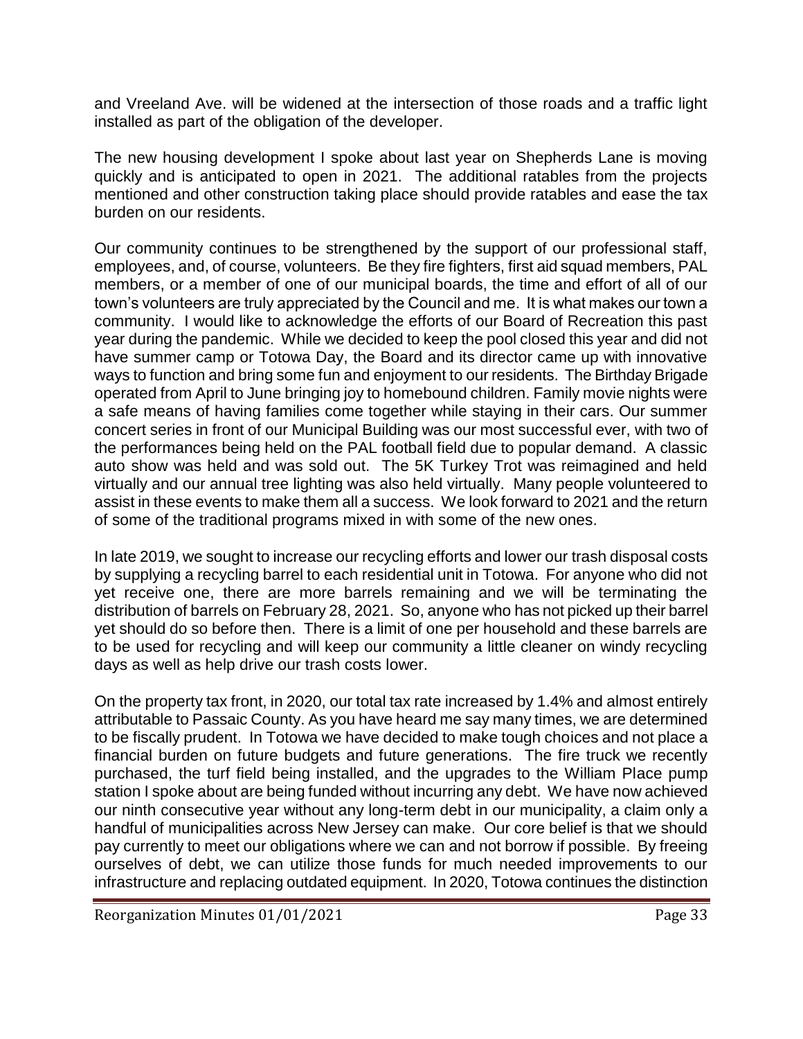and Vreeland Ave. will be widened at the intersection of those roads and a traffic light installed as part of the obligation of the developer.

The new housing development I spoke about last year on Shepherds Lane is moving quickly and is anticipated to open in 2021. The additional ratables from the projects mentioned and other construction taking place should provide ratables and ease the tax burden on our residents.

Our community continues to be strengthened by the support of our professional staff, employees, and, of course, volunteers. Be they fire fighters, first aid squad members, PAL members, or a member of one of our municipal boards, the time and effort of all of our town's volunteers are truly appreciated by the Council and me. It is what makes our town a community. I would like to acknowledge the efforts of our Board of Recreation this past year during the pandemic. While we decided to keep the pool closed this year and did not have summer camp or Totowa Day, the Board and its director came up with innovative ways to function and bring some fun and enjoyment to our residents. The Birthday Brigade operated from April to June bringing joy to homebound children. Family movie nights were a safe means of having families come together while staying in their cars. Our summer concert series in front of our Municipal Building was our most successful ever, with two of the performances being held on the PAL football field due to popular demand. A classic auto show was held and was sold out. The 5K Turkey Trot was reimagined and held virtually and our annual tree lighting was also held virtually. Many people volunteered to assist in these events to make them all a success. We look forward to 2021 and the return of some of the traditional programs mixed in with some of the new ones.

In late 2019, we sought to increase our recycling efforts and lower our trash disposal costs by supplying a recycling barrel to each residential unit in Totowa. For anyone who did not yet receive one, there are more barrels remaining and we will be terminating the distribution of barrels on February 28, 2021. So, anyone who has not picked up their barrel yet should do so before then. There is a limit of one per household and these barrels are to be used for recycling and will keep our community a little cleaner on windy recycling days as well as help drive our trash costs lower.

On the property tax front, in 2020, our total tax rate increased by 1.4% and almost entirely attributable to Passaic County. As you have heard me say many times, we are determined to be fiscally prudent. In Totowa we have decided to make tough choices and not place a financial burden on future budgets and future generations. The fire truck we recently purchased, the turf field being installed, and the upgrades to the William Place pump station I spoke about are being funded without incurring any debt. We have now achieved our ninth consecutive year without any long-term debt in our municipality, a claim only a handful of municipalities across New Jersey can make. Our core belief is that we should pay currently to meet our obligations where we can and not borrow if possible. By freeing ourselves of debt, we can utilize those funds for much needed improvements to our infrastructure and replacing outdated equipment. In 2020, Totowa continues the distinction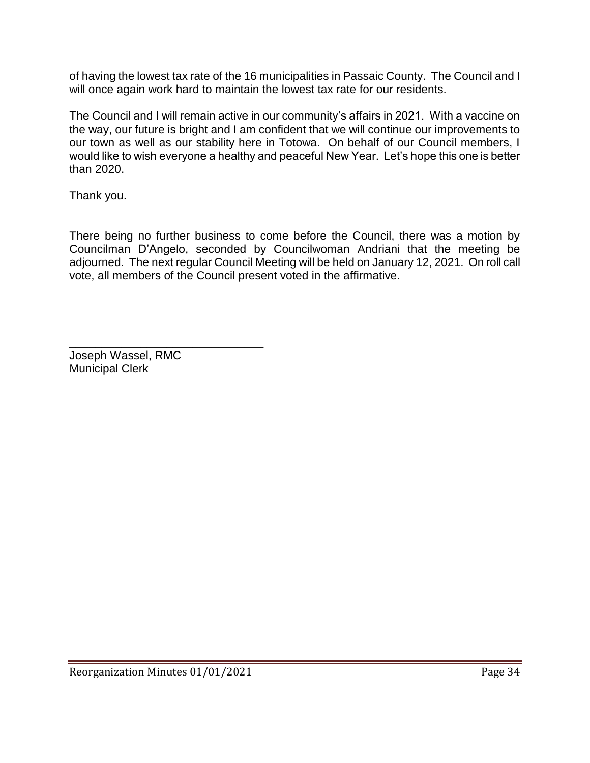of having the lowest tax rate of the 16 municipalities in Passaic County. The Council and I will once again work hard to maintain the lowest tax rate for our residents.

The Council and I will remain active in our community's affairs in 2021. With a vaccine on the way, our future is bright and I am confident that we will continue our improvements to our town as well as our stability here in Totowa. On behalf of our Council members, I would like to wish everyone a healthy and peaceful New Year. Let's hope this one is better than 2020.

Thank you.

There being no further business to come before the Council, there was a motion by Councilman D'Angelo, seconded by Councilwoman Andriani that the meeting be adjourned. The next regular Council Meeting will be held on January 12, 2021. On roll call vote, all members of the Council present voted in the affirmative.

\_\_\_\_\_\_\_\_\_\_\_\_\_\_\_\_\_\_\_\_\_\_\_\_\_\_\_\_\_\_\_\_

Joseph Wassel, RMC
Municipal Clerk